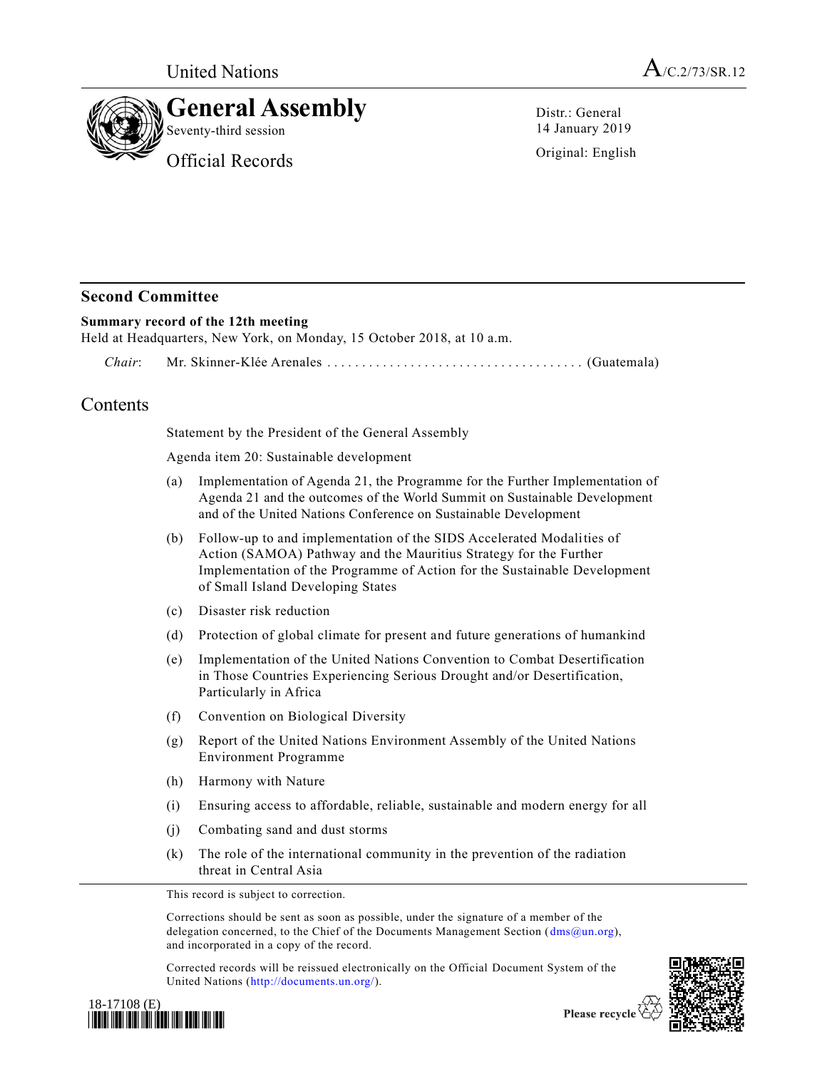United Nations

A/C.2/73/SR.12

# General Assembly

Seventy-third session

Official Records

Distr.: General
14 January 2019

Original: English

## Second Committee

**Summary record of the 12th meeting**

Held at Headquarters, New York, on Monday, 15 October 2018, at 10 a.m.

*Chair*: Mr. Skinner-Klée Arenales .................................... (Guatemala)

## Contents

Statement by the President of the General Assembly

Agenda item 20: Sustainable development

(a) Implementation of Agenda 21, the Programme for the Further Implementation of Agenda 21 and the outcomes of the World Summit on Sustainable Development and of the United Nations Conference on Sustainable Development

(b) Follow-up to and implementation of the SIDS Accelerated Modalities of Action (SAMOA) Pathway and the Mauritius Strategy for the Further Implementation of the Programme of Action for the Sustainable Development of Small Island Developing States

(c) Disaster risk reduction

(d) Protection of global climate for present and future generations of humankind

(e) Implementation of the United Nations Convention to Combat Desertification in Those Countries Experiencing Serious Drought and/or Desertification, Particularly in Africa

(f) Convention on Biological Diversity

(g) Report of the United Nations Environment Assembly of the United Nations Environment Programme

(h) Harmony with Nature

(i) Ensuring access to affordable, reliable, sustainable and modern energy for all

(j) Combating sand and dust storms

(k) The role of the international community in the prevention of the radiation threat in Central Asia

This record is subject to correction.

Corrections should be sent as soon as possible, under the signature of a member of the delegation concerned, to the Chief of the Documents Management Section (dms@un.org), and incorporated in a copy of the record.

Corrected records will be reissued electronically on the Official Document System of the United Nations (http://documents.un.org/).

18-17108 (E)

Please recycle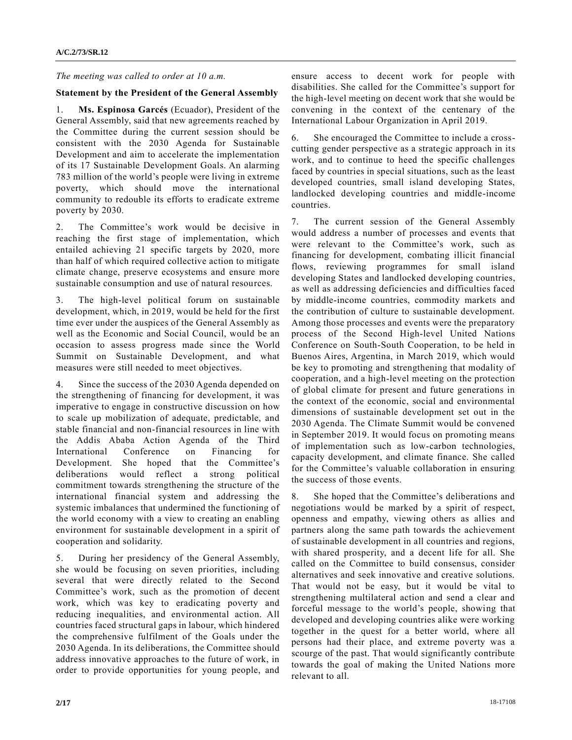*The meeting was called to order at 10 a.m.*

**Statement by the President of the General Assembly**

1. **Ms. Espinosa Garcés** (Ecuador), President of the General Assembly, said that new agreements reached by the Committee during the current session should be consistent with the 2030 Agenda for Sustainable Development and aim to accelerate the implementation of its 17 Sustainable Development Goals. An alarming 783 million of the world's people were living in extreme poverty, which should move the international community to redouble its efforts to eradicate extreme poverty by 2030.

2. The Committee's work would be decisive in reaching the first stage of implementation, which entailed achieving 21 specific targets by 2020, more than half of which required collective action to mitigate climate change, preserve ecosystems and ensure more sustainable consumption and use of natural resources.

3. The high-level political forum on sustainable development, which, in 2019, would be held for the first time ever under the auspices of the General Assembly as well as the Economic and Social Council, would be an occasion to assess progress made since the World Summit on Sustainable Development, and what measures were still needed to meet objectives.

4. Since the success of the 2030 Agenda depended on the strengthening of financing for development, it was imperative to engage in constructive discussion on how to scale up mobilization of adequate, predictable, and stable financial and non-financial resources in line with the Addis Ababa Action Agenda of the Third International Conference on Financing for Development. She hoped that the Committee's deliberations would reflect a strong political commitment towards strengthening the structure of the international financial system and addressing the systemic imbalances that undermined the functioning of the world economy with a view to creating an enabling environment for sustainable development in a spirit of cooperation and solidarity.

5. During her presidency of the General Assembly, she would be focusing on seven priorities, including several that were directly related to the Second Committee's work, such as the promotion of decent work, which was key to eradicating poverty and reducing inequalities, and environmental action. All countries faced structural gaps in labour, which hindered the comprehensive fulfilment of the Goals under the 2030 Agenda. In its deliberations, the Committee should address innovative approaches to the future of work, in order to provide opportunities for young people, and ensure access to decent work for people with disabilities. She called for the Committee's support for the high-level meeting on decent work that she would be convening in the context of the centenary of the International Labour Organization in April 2019.

6. She encouraged the Committee to include a cross-cutting gender perspective as a strategic approach in its work, and to continue to heed the specific challenges faced by countries in special situations, such as the least developed countries, small island developing States, landlocked developing countries and middle-income countries.

7. The current session of the General Assembly would address a number of processes and events that were relevant to the Committee's work, such as financing for development, combating illicit financial flows, reviewing programmes for small island developing States and landlocked developing countries, as well as addressing deficiencies and difficulties faced by middle-income countries, commodity markets and the contribution of culture to sustainable development. Among those processes and events were the preparatory process of the Second High-level United Nations Conference on South-South Cooperation, to be held in Buenos Aires, Argentina, in March 2019, which would be key to promoting and strengthening that modality of cooperation, and a high-level meeting on the protection of global climate for present and future generations in the context of the economic, social and environmental dimensions of sustainable development set out in the 2030 Agenda. The Climate Summit would be convened in September 2019. It would focus on promoting means of implementation such as low-carbon technologies, capacity development, and climate finance. She called for the Committee's valuable collaboration in ensuring the success of those events.

8. She hoped that the Committee's deliberations and negotiations would be marked by a spirit of respect, openness and empathy, viewing others as allies and partners along the same path towards the achievement of sustainable development in all countries and regions, with shared prosperity, and a decent life for all. She called on the Committee to build consensus, consider alternatives and seek innovative and creative solutions. That would not be easy, but it would be vital to strengthening multilateral action and send a clear and forceful message to the world's people, showing that developed and developing countries alike were working together in the quest for a better world, where all persons had their place, and extreme poverty was a scourge of the past. That would significantly contribute towards the goal of making the United Nations more relevant to all.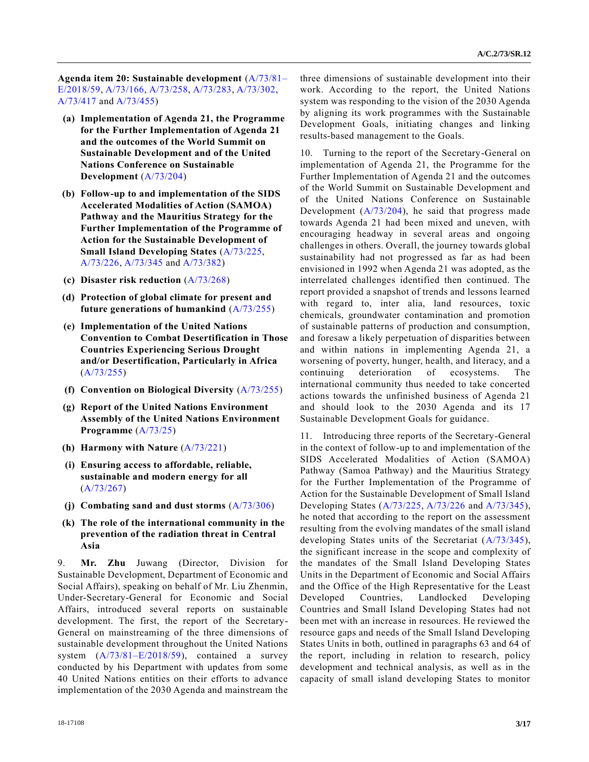**Agenda item 20: Sustainable development** (A/73/81–E/2018/59, A/73/166, A/73/258, A/73/283, A/73/302, A/73/417 and A/73/455)

**(a) Implementation of Agenda 21, the Programme for the Further Implementation of Agenda 21 and the outcomes of the World Summit on Sustainable Development and of the United Nations Conference on Sustainable Development** (A/73/204)

**(b) Follow-up to and implementation of the SIDS Accelerated Modalities of Action (SAMOA) Pathway and the Mauritius Strategy for the Further Implementation of the Programme of Action for the Sustainable Development of Small Island Developing States** (A/73/225, A/73/226, A/73/345 and A/73/382)

**(c) Disaster risk reduction** (A/73/268)

**(d) Protection of global climate for present and future generations of humankind** (A/73/255)

**(e) Implementation of the United Nations Convention to Combat Desertification in Those Countries Experiencing Serious Drought and/or Desertification, Particularly in Africa** (A/73/255)

**(f) Convention on Biological Diversity** (A/73/255)

**(g) Report of the United Nations Environment Assembly of the United Nations Environment Programme** (A/73/25)

**(h) Harmony with Nature** (A/73/221)

**(i) Ensuring access to affordable, reliable, sustainable and modern energy for all** (A/73/267)

**(j) Combating sand and dust storms** (A/73/306)

**(k) The role of the international community in the prevention of the radiation threat in Central Asia**

9. **Mr. Zhu** Juwang (Director, Division for Sustainable Development, Department of Economic and Social Affairs), speaking on behalf of Mr. Liu Zhenmin, Under-Secretary-General for Economic and Social Affairs, introduced several reports on sustainable development. The first, the report of the Secretary-General on mainstreaming of the three dimensions of sustainable development throughout the United Nations system (A/73/81–E/2018/59), contained a survey conducted by his Department with updates from some 40 United Nations entities on their efforts to advance implementation of the 2030 Agenda and mainstream the three dimensions of sustainable development into their work. According to the report, the United Nations system was responding to the vision of the 2030 Agenda by aligning its work programmes with the Sustainable Development Goals, initiating changes and linking results-based management to the Goals.

10. Turning to the report of the Secretary-General on implementation of Agenda 21, the Programme for the Further Implementation of Agenda 21 and the outcomes of the World Summit on Sustainable Development and of the United Nations Conference on Sustainable Development (A/73/204), he said that progress made towards Agenda 21 had been mixed and uneven, with encouraging headway in several areas and ongoing challenges in others. Overall, the journey towards global sustainability had not progressed as far as had been envisioned in 1992 when Agenda 21 was adopted, as the interrelated challenges identified then continued. The report provided a snapshot of trends and lessons learned with regard to, inter alia, land resources, toxic chemicals, groundwater contamination and promotion of sustainable patterns of production and consumption, and foresaw a likely perpetuation of disparities between and within nations in implementing Agenda 21, a worsening of poverty, hunger, health, and literacy, and a continuing deterioration of ecosystems. The international community thus needed to take concerted actions towards the unfinished business of Agenda 21 and should look to the 2030 Agenda and its 17 Sustainable Development Goals for guidance.

11. Introducing three reports of the Secretary-General in the context of follow-up to and implementation of the SIDS Accelerated Modalities of Action (SAMOA) Pathway (Samoa Pathway) and the Mauritius Strategy for the Further Implementation of the Programme of Action for the Sustainable Development of Small Island Developing States (A/73/225, A/73/226 and A/73/345), he noted that according to the report on the assessment resulting from the evolving mandates of the small island developing States units of the Secretariat (A/73/345), the significant increase in the scope and complexity of the mandates of the Small Island Developing States Units in the Department of Economic and Social Affairs and the Office of the High Representative for the Least Developed Countries, Landlocked Developing Countries and Small Island Developing States had not been met with an increase in resources. He reviewed the resource gaps and needs of the Small Island Developing States Units in both, outlined in paragraphs 63 and 64 of the report, including in relation to research, policy development and technical analysis, as well as in the capacity of small island developing States to monitor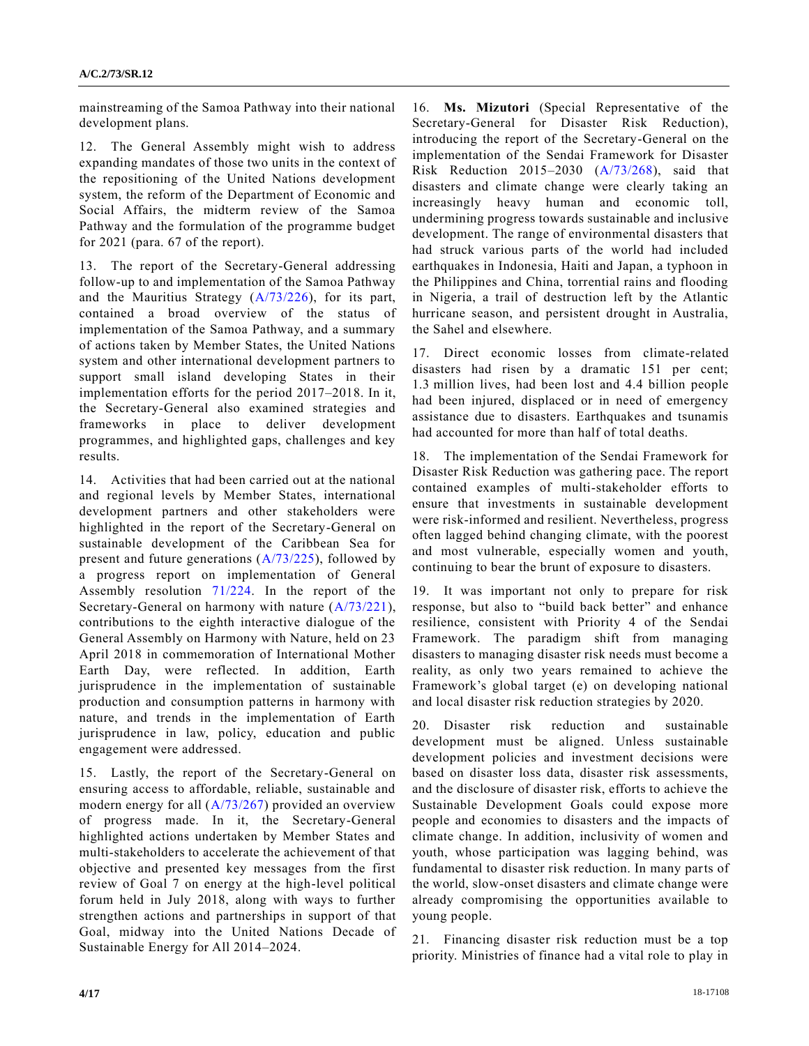mainstreaming of the Samoa Pathway into their national development plans.

12. The General Assembly might wish to address expanding mandates of those two units in the context of the repositioning of the United Nations development system, the reform of the Department of Economic and Social Affairs, the midterm review of the Samoa Pathway and the formulation of the programme budget for 2021 (para. 67 of the report).

13. The report of the Secretary-General addressing follow-up to and implementation of the Samoa Pathway and the Mauritius Strategy (A/73/226), for its part, contained a broad overview of the status of implementation of the Samoa Pathway, and a summary of actions taken by Member States, the United Nations system and other international development partners to support small island developing States in their implementation efforts for the period 2017–2018. In it, the Secretary-General also examined strategies and frameworks in place to deliver development programmes, and highlighted gaps, challenges and key results.

14. Activities that had been carried out at the national and regional levels by Member States, international development partners and other stakeholders were highlighted in the report of the Secretary-General on sustainable development of the Caribbean Sea for present and future generations (A/73/225), followed by a progress report on implementation of General Assembly resolution 71/224. In the report of the Secretary-General on harmony with nature (A/73/221), contributions to the eighth interactive dialogue of the General Assembly on Harmony with Nature, held on 23 April 2018 in commemoration of International Mother Earth Day, were reflected. In addition, Earth jurisprudence in the implementation of sustainable production and consumption patterns in harmony with nature, and trends in the implementation of Earth jurisprudence in law, policy, education and public engagement were addressed.

15. Lastly, the report of the Secretary-General on ensuring access to affordable, reliable, sustainable and modern energy for all (A/73/267) provided an overview of progress made. In it, the Secretary-General highlighted actions undertaken by Member States and multi-stakeholders to accelerate the achievement of that objective and presented key messages from the first review of Goal 7 on energy at the high-level political forum held in July 2018, along with ways to further strengthen actions and partnerships in support of that Goal, midway into the United Nations Decade of Sustainable Energy for All 2014–2024.

16. **Ms. Mizutori** (Special Representative of the Secretary-General for Disaster Risk Reduction), introducing the report of the Secretary-General on the implementation of the Sendai Framework for Disaster Risk Reduction 2015–2030 (A/73/268), said that disasters and climate change were clearly taking an increasingly heavy human and economic toll, undermining progress towards sustainable and inclusive development. The range of environmental disasters that had struck various parts of the world had included earthquakes in Indonesia, Haiti and Japan, a typhoon in the Philippines and China, torrential rains and flooding in Nigeria, a trail of destruction left by the Atlantic hurricane season, and persistent drought in Australia, the Sahel and elsewhere.

17. Direct economic losses from climate-related disasters had risen by a dramatic 151 per cent; 1.3 million lives, had been lost and 4.4 billion people had been injured, displaced or in need of emergency assistance due to disasters. Earthquakes and tsunamis had accounted for more than half of total deaths.

18. The implementation of the Sendai Framework for Disaster Risk Reduction was gathering pace. The report contained examples of multi-stakeholder efforts to ensure that investments in sustainable development were risk-informed and resilient. Nevertheless, progress often lagged behind changing climate, with the poorest and most vulnerable, especially women and youth, continuing to bear the brunt of exposure to disasters.

19. It was important not only to prepare for risk response, but also to "build back better" and enhance resilience, consistent with Priority 4 of the Sendai Framework. The paradigm shift from managing disasters to managing disaster risk needs must become a reality, as only two years remained to achieve the Framework's global target (e) on developing national and local disaster risk reduction strategies by 2020.

20. Disaster risk reduction and sustainable development must be aligned. Unless sustainable development policies and investment decisions were based on disaster loss data, disaster risk assessments, and the disclosure of disaster risk, efforts to achieve the Sustainable Development Goals could expose more people and economies to disasters and the impacts of climate change. In addition, inclusivity of women and youth, whose participation was lagging behind, was fundamental to disaster risk reduction. In many parts of the world, slow-onset disasters and climate change were already compromising the opportunities available to young people.

21. Financing disaster risk reduction must be a top priority. Ministries of finance had a vital role to play in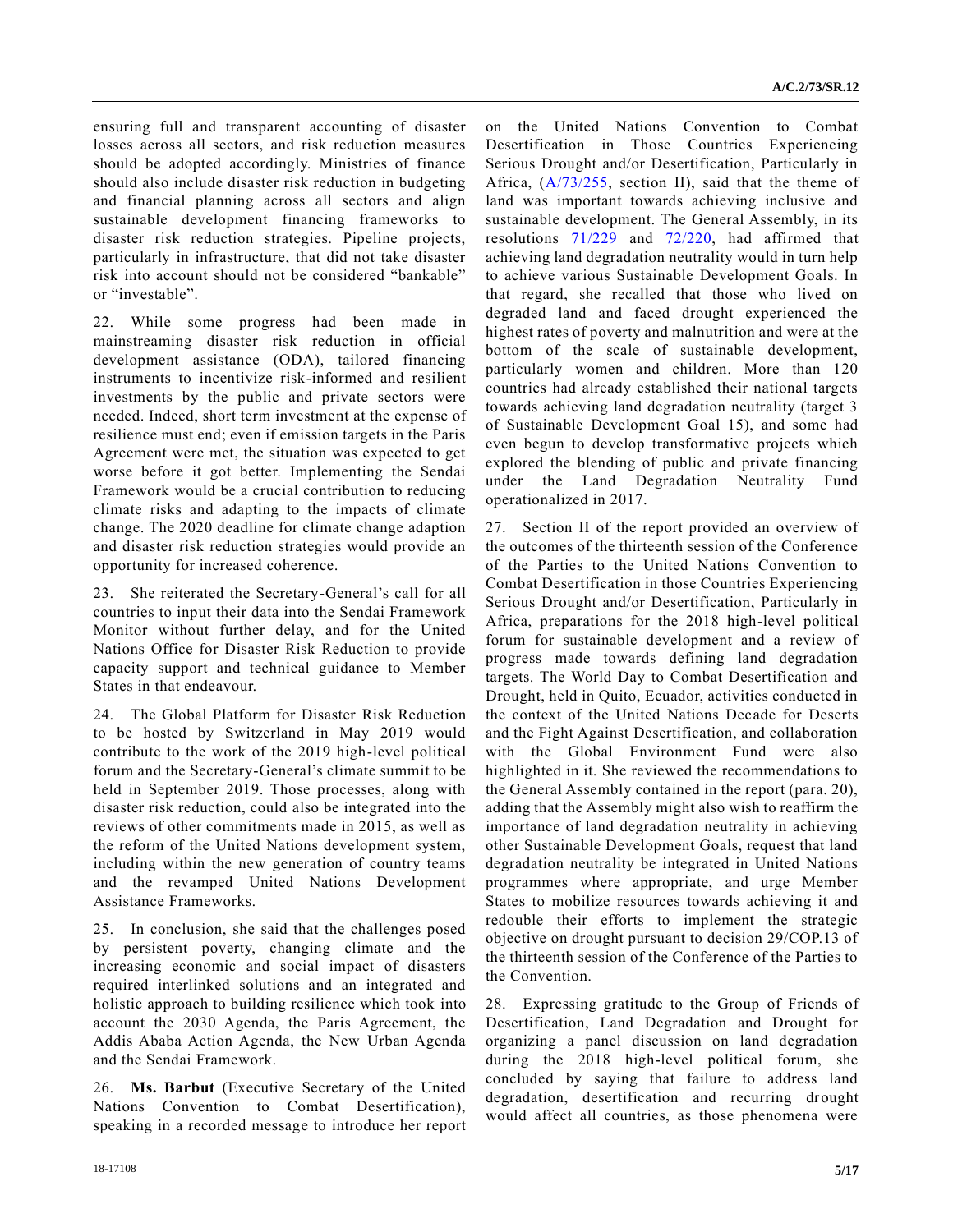ensuring full and transparent accounting of disaster losses across all sectors, and risk reduction measures should be adopted accordingly. Ministries of finance should also include disaster risk reduction in budgeting and financial planning across all sectors and align sustainable development financing frameworks to disaster risk reduction strategies. Pipeline projects, particularly in infrastructure, that did not take disaster risk into account should not be considered "bankable" or "investable".

22. While some progress had been made in mainstreaming disaster risk reduction in official development assistance (ODA), tailored financing instruments to incentivize risk-informed and resilient investments by the public and private sectors were needed. Indeed, short term investment at the expense of resilience must end; even if emission targets in the Paris Agreement were met, the situation was expected to get worse before it got better. Implementing the Sendai Framework would be a crucial contribution to reducing climate risks and adapting to the impacts of climate change. The 2020 deadline for climate change adaption and disaster risk reduction strategies would provide an opportunity for increased coherence.

23. She reiterated the Secretary-General's call for all countries to input their data into the Sendai Framework Monitor without further delay, and for the United Nations Office for Disaster Risk Reduction to provide capacity support and technical guidance to Member States in that endeavour.

24. The Global Platform for Disaster Risk Reduction to be hosted by Switzerland in May 2019 would contribute to the work of the 2019 high-level political forum and the Secretary-General's climate summit to be held in September 2019. Those processes, along with disaster risk reduction, could also be integrated into the reviews of other commitments made in 2015, as well as the reform of the United Nations development system, including within the new generation of country teams and the revamped United Nations Development Assistance Frameworks.

25. In conclusion, she said that the challenges posed by persistent poverty, changing climate and the increasing economic and social impact of disasters required interlinked solutions and an integrated and holistic approach to building resilience which took into account the 2030 Agenda, the Paris Agreement, the Addis Ababa Action Agenda, the New Urban Agenda and the Sendai Framework.

26. **Ms. Barbut** (Executive Secretary of the United Nations Convention to Combat Desertification), speaking in a recorded message to introduce her report on the United Nations Convention to Combat Desertification in Those Countries Experiencing Serious Drought and/or Desertification, Particularly in Africa, (A/73/255, section II), said that the theme of land was important towards achieving inclusive and sustainable development. The General Assembly, in its resolutions 71/229 and 72/220, had affirmed that achieving land degradation neutrality would in turn help to achieve various Sustainable Development Goals. In that regard, she recalled that those who lived on degraded land and faced drought experienced the highest rates of poverty and malnutrition and were at the bottom of the scale of sustainable development, particularly women and children. More than 120 countries had already established their national targets towards achieving land degradation neutrality (target 3 of Sustainable Development Goal 15), and some had even begun to develop transformative projects which explored the blending of public and private financing under the Land Degradation Neutrality Fund operationalized in 2017.

27. Section II of the report provided an overview of the outcomes of the thirteenth session of the Conference of the Parties to the United Nations Convention to Combat Desertification in those Countries Experiencing Serious Drought and/or Desertification, Particularly in Africa, preparations for the 2018 high-level political forum for sustainable development and a review of progress made towards defining land degradation targets. The World Day to Combat Desertification and Drought, held in Quito, Ecuador, activities conducted in the context of the United Nations Decade for Deserts and the Fight Against Desertification, and collaboration with the Global Environment Fund were also highlighted in it. She reviewed the recommendations to the General Assembly contained in the report (para. 20), adding that the Assembly might also wish to reaffirm the importance of land degradation neutrality in achieving other Sustainable Development Goals, request that land degradation neutrality be integrated in United Nations programmes where appropriate, and urge Member States to mobilize resources towards achieving it and redouble their efforts to implement the strategic objective on drought pursuant to decision 29/COP.13 of the thirteenth session of the Conference of the Parties to the Convention.

28. Expressing gratitude to the Group of Friends of Desertification, Land Degradation and Drought for organizing a panel discussion on land degradation during the 2018 high-level political forum, she concluded by saying that failure to address land degradation, desertification and recurring drought would affect all countries, as those phenomena were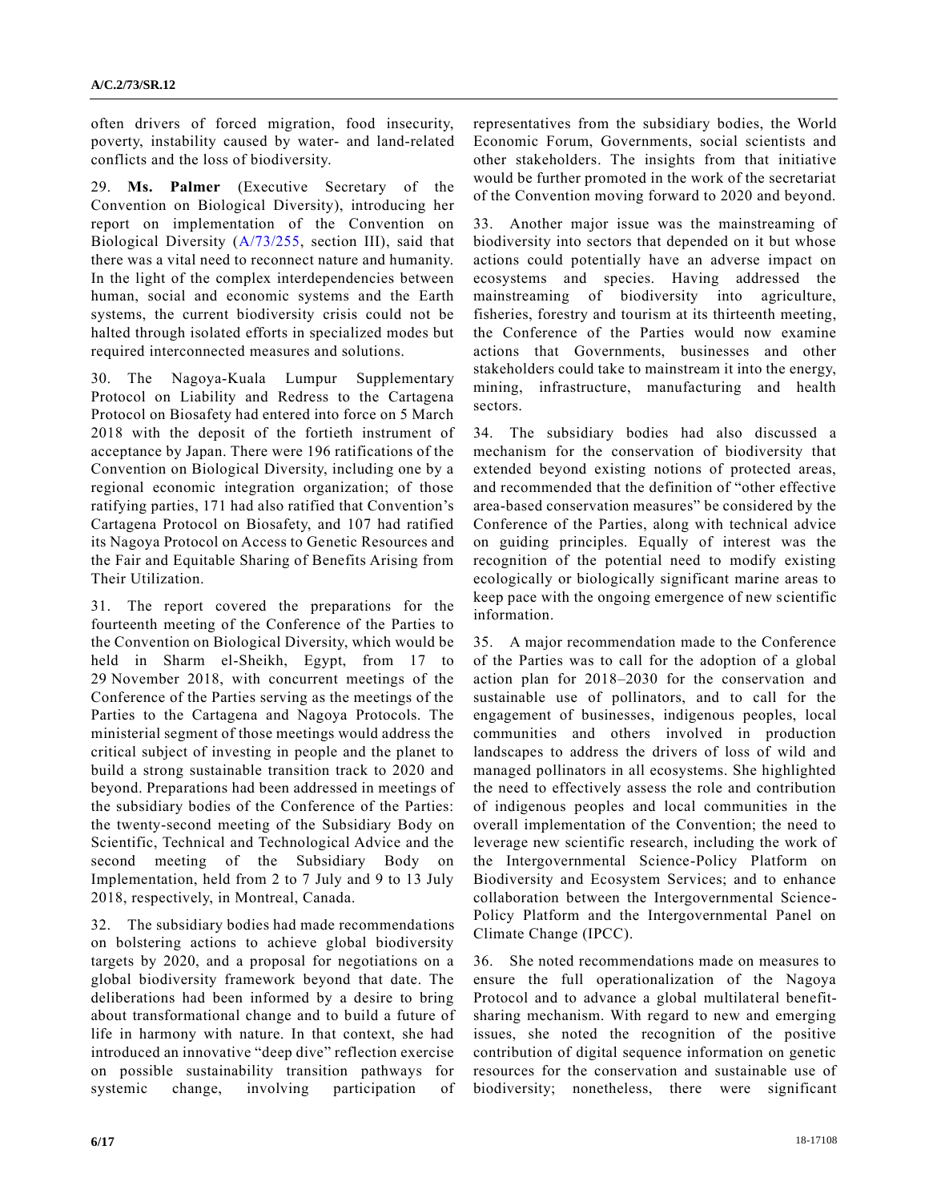often drivers of forced migration, food insecurity, poverty, instability caused by water- and land-related conflicts and the loss of biodiversity.

29. **Ms. Palmer** (Executive Secretary of the Convention on Biological Diversity), introducing her report on implementation of the Convention on Biological Diversity (A/73/255, section III), said that there was a vital need to reconnect nature and humanity. In the light of the complex interdependencies between human, social and economic systems and the Earth systems, the current biodiversity crisis could not be halted through isolated efforts in specialized modes but required interconnected measures and solutions.

30. The Nagoya-Kuala Lumpur Supplementary Protocol on Liability and Redress to the Cartagena Protocol on Biosafety had entered into force on 5 March 2018 with the deposit of the fortieth instrument of acceptance by Japan. There were 196 ratifications of the Convention on Biological Diversity, including one by a regional economic integration organization; of those ratifying parties, 171 had also ratified that Convention's Cartagena Protocol on Biosafety, and 107 had ratified its Nagoya Protocol on Access to Genetic Resources and the Fair and Equitable Sharing of Benefits Arising from Their Utilization.

31. The report covered the preparations for the fourteenth meeting of the Conference of the Parties to the Convention on Biological Diversity, which would be held in Sharm el-Sheikh, Egypt, from 17 to 29 November 2018, with concurrent meetings of the Conference of the Parties serving as the meetings of the Parties to the Cartagena and Nagoya Protocols. The ministerial segment of those meetings would address the critical subject of investing in people and the planet to build a strong sustainable transition track to 2020 and beyond. Preparations had been addressed in meetings of the subsidiary bodies of the Conference of the Parties: the twenty-second meeting of the Subsidiary Body on Scientific, Technical and Technological Advice and the second meeting of the Subsidiary Body on Implementation, held from 2 to 7 July and 9 to 13 July 2018, respectively, in Montreal, Canada.

32. The subsidiary bodies had made recommendations on bolstering actions to achieve global biodiversity targets by 2020, and a proposal for negotiations on a global biodiversity framework beyond that date. The deliberations had been informed by a desire to bring about transformational change and to build a future of life in harmony with nature. In that context, she had introduced an innovative "deep dive" reflection exercise on possible sustainability transition pathways for systemic change, involving participation of representatives from the subsidiary bodies, the World Economic Forum, Governments, social scientists and other stakeholders. The insights from that initiative would be further promoted in the work of the secretariat of the Convention moving forward to 2020 and beyond.

33. Another major issue was the mainstreaming of biodiversity into sectors that depended on it but whose actions could potentially have an adverse impact on ecosystems and species. Having addressed the mainstreaming of biodiversity into agriculture, fisheries, forestry and tourism at its thirteenth meeting, the Conference of the Parties would now examine actions that Governments, businesses and other stakeholders could take to mainstream it into the energy, mining, infrastructure, manufacturing and health sectors.

34. The subsidiary bodies had also discussed a mechanism for the conservation of biodiversity that extended beyond existing notions of protected areas, and recommended that the definition of "other effective area-based conservation measures" be considered by the Conference of the Parties, along with technical advice on guiding principles. Equally of interest was the recognition of the potential need to modify existing ecologically or biologically significant marine areas to keep pace with the ongoing emergence of new scientific information.

35. A major recommendation made to the Conference of the Parties was to call for the adoption of a global action plan for 2018–2030 for the conservation and sustainable use of pollinators, and to call for the engagement of businesses, indigenous peoples, local communities and others involved in production landscapes to address the drivers of loss of wild and managed pollinators in all ecosystems. She highlighted the need to effectively assess the role and contribution of indigenous peoples and local communities in the overall implementation of the Convention; the need to leverage new scientific research, including the work of the Intergovernmental Science-Policy Platform on Biodiversity and Ecosystem Services; and to enhance collaboration between the Intergovernmental Science-Policy Platform and the Intergovernmental Panel on Climate Change (IPCC).

36. She noted recommendations made on measures to ensure the full operationalization of the Nagoya Protocol and to advance a global multilateral benefit-sharing mechanism. With regard to new and emerging issues, she noted the recognition of the positive contribution of digital sequence information on genetic resources for the conservation and sustainable use of biodiversity; nonetheless, there were significant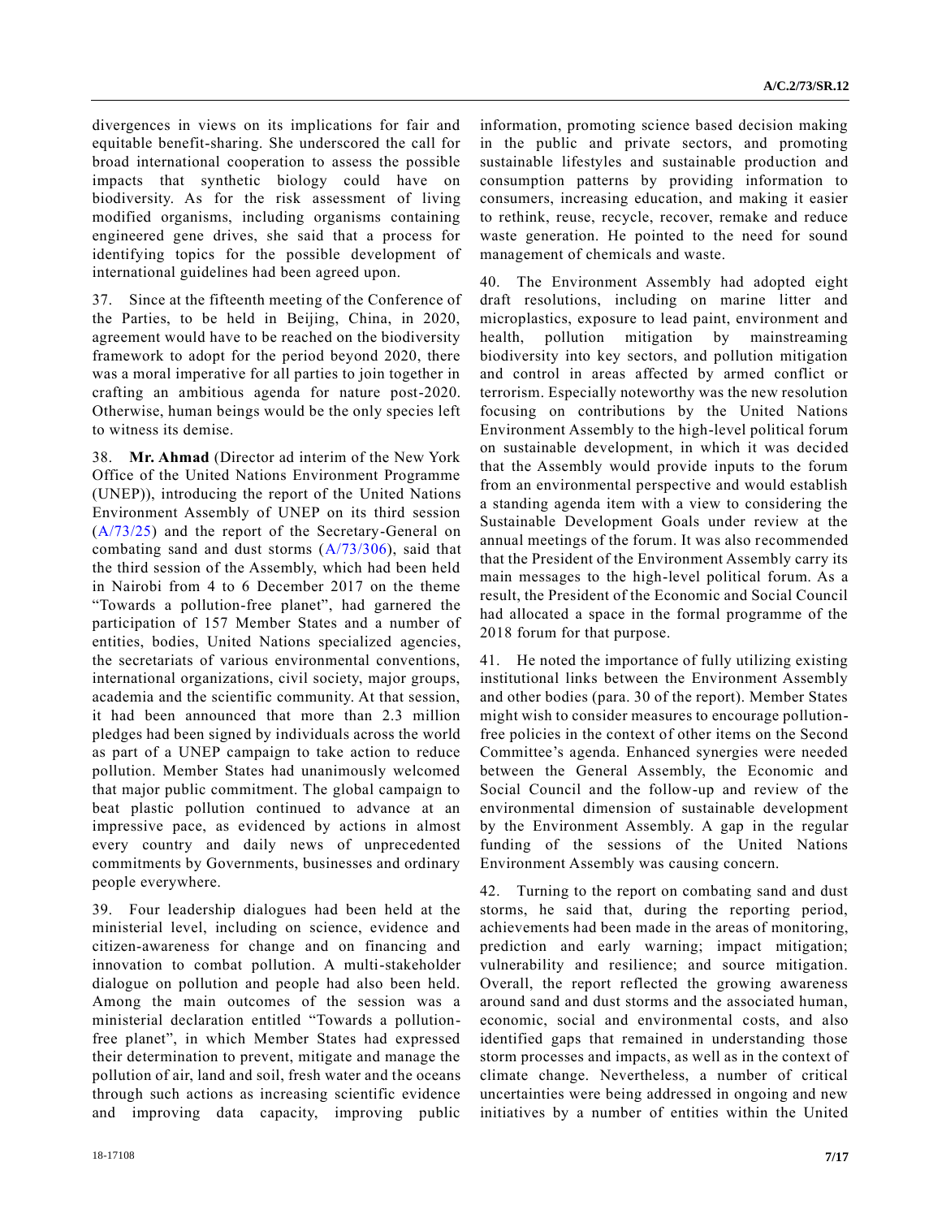divergences in views on its implications for fair and equitable benefit-sharing. She underscored the call for broad international cooperation to assess the possible impacts that synthetic biology could have on biodiversity. As for the risk assessment of living modified organisms, including organisms containing engineered gene drives, she said that a process for identifying topics for the possible development of international guidelines had been agreed upon.

37. Since at the fifteenth meeting of the Conference of the Parties, to be held in Beijing, China, in 2020, agreement would have to be reached on the biodiversity framework to adopt for the period beyond 2020, there was a moral imperative for all parties to join together in crafting an ambitious agenda for nature post-2020. Otherwise, human beings would be the only species left to witness its demise.

38. **Mr. Ahmad** (Director ad interim of the New York Office of the United Nations Environment Programme (UNEP)), introducing the report of the United Nations Environment Assembly of UNEP on its third session (A/73/25) and the report of the Secretary-General on combating sand and dust storms (A/73/306), said that the third session of the Assembly, which had been held in Nairobi from 4 to 6 December 2017 on the theme "Towards a pollution-free planet", had garnered the participation of 157 Member States and a number of entities, bodies, United Nations specialized agencies, the secretariats of various environmental conventions, international organizations, civil society, major groups, academia and the scientific community. At that session, it had been announced that more than 2.3 million pledges had been signed by individuals across the world as part of a UNEP campaign to take action to reduce pollution. Member States had unanimously welcomed that major public commitment. The global campaign to beat plastic pollution continued to advance at an impressive pace, as evidenced by actions in almost every country and daily news of unprecedented commitments by Governments, businesses and ordinary people everywhere.

39. Four leadership dialogues had been held at the ministerial level, including on science, evidence and citizen-awareness for change and on financing and innovation to combat pollution. A multi-stakeholder dialogue on pollution and people had also been held. Among the main outcomes of the session was a ministerial declaration entitled "Towards a pollution-free planet", in which Member States had expressed their determination to prevent, mitigate and manage the pollution of air, land and soil, fresh water and the oceans through such actions as increasing scientific evidence and improving data capacity, improving public information, promoting science based decision making in the public and private sectors, and promoting sustainable lifestyles and sustainable production and consumption patterns by providing information to consumers, increasing education, and making it easier to rethink, reuse, recycle, recover, remake and reduce waste generation. He pointed to the need for sound management of chemicals and waste.

40. The Environment Assembly had adopted eight draft resolutions, including on marine litter and microplastics, exposure to lead paint, environment and health, pollution mitigation by mainstreaming biodiversity into key sectors, and pollution mitigation and control in areas affected by armed conflict or terrorism. Especially noteworthy was the new resolution focusing on contributions by the United Nations Environment Assembly to the high-level political forum on sustainable development, in which it was decided that the Assembly would provide inputs to the forum from an environmental perspective and would establish a standing agenda item with a view to considering the Sustainable Development Goals under review at the annual meetings of the forum. It was also recommended that the President of the Environment Assembly carry its main messages to the high-level political forum. As a result, the President of the Economic and Social Council had allocated a space in the formal programme of the 2018 forum for that purpose.

41. He noted the importance of fully utilizing existing institutional links between the Environment Assembly and other bodies (para. 30 of the report). Member States might wish to consider measures to encourage pollution-free policies in the context of other items on the Second Committee's agenda. Enhanced synergies were needed between the General Assembly, the Economic and Social Council and the follow-up and review of the environmental dimension of sustainable development by the Environment Assembly. A gap in the regular funding of the sessions of the United Nations Environment Assembly was causing concern.

42. Turning to the report on combating sand and dust storms, he said that, during the reporting period, achievements had been made in the areas of monitoring, prediction and early warning; impact mitigation; vulnerability and resilience; and source mitigation. Overall, the report reflected the growing awareness around sand and dust storms and the associated human, economic, social and environmental costs, and also identified gaps that remained in understanding those storm processes and impacts, as well as in the context of climate change. Nevertheless, a number of critical uncertainties were being addressed in ongoing and new initiatives by a number of entities within the United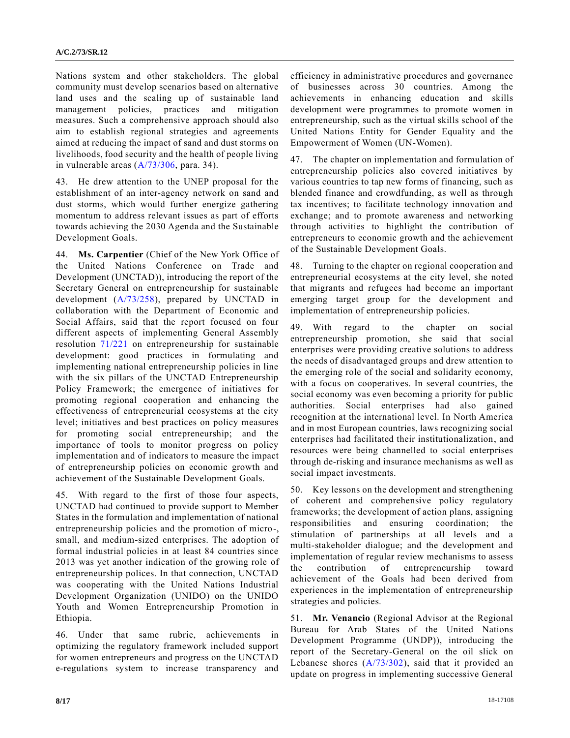Nations system and other stakeholders. The global community must develop scenarios based on alternative land uses and the scaling up of sustainable land management policies, practices and mitigation measures. Such a comprehensive approach should also aim to establish regional strategies and agreements aimed at reducing the impact of sand and dust storms on livelihoods, food security and the health of people living in vulnerable areas (A/73/306, para. 34).

43. He drew attention to the UNEP proposal for the establishment of an inter-agency network on sand and dust storms, which would further energize gathering momentum to address relevant issues as part of efforts towards achieving the 2030 Agenda and the Sustainable Development Goals.

44. **Ms. Carpentier** (Chief of the New York Office of the United Nations Conference on Trade and Development (UNCTAD)), introducing the report of the Secretary General on entrepreneurship for sustainable development (A/73/258), prepared by UNCTAD in collaboration with the Department of Economic and Social Affairs, said that the report focused on four different aspects of implementing General Assembly resolution 71/221 on entrepreneurship for sustainable development: good practices in formulating and implementing national entrepreneurship policies in line with the six pillars of the UNCTAD Entrepreneurship Policy Framework; the emergence of initiatives for promoting regional cooperation and enhancing the effectiveness of entrepreneurial ecosystems at the city level; initiatives and best practices on policy measures for promoting social entrepreneurship; and the importance of tools to monitor progress on policy implementation and of indicators to measure the impact of entrepreneurship policies on economic growth and achievement of the Sustainable Development Goals.

45. With regard to the first of those four aspects, UNCTAD had continued to provide support to Member States in the formulation and implementation of national entrepreneurship policies and the promotion of micro-, small, and medium-sized enterprises. The adoption of formal industrial policies in at least 84 countries since 2013 was yet another indication of the growing role of entrepreneurship polices. In that connection, UNCTAD was cooperating with the United Nations Industrial Development Organization (UNIDO) on the UNIDO Youth and Women Entrepreneurship Promotion in Ethiopia.

46. Under that same rubric, achievements in optimizing the regulatory framework included support for women entrepreneurs and progress on the UNCTAD e-regulations system to increase transparency and efficiency in administrative procedures and governance of businesses across 30 countries. Among the achievements in enhancing education and skills development were programmes to promote women in entrepreneurship, such as the virtual skills school of the United Nations Entity for Gender Equality and the Empowerment of Women (UN-Women).

47. The chapter on implementation and formulation of entrepreneurship policies also covered initiatives by various countries to tap new forms of financing, such as blended finance and crowdfunding, as well as through tax incentives; to facilitate technology innovation and exchange; and to promote awareness and networking through activities to highlight the contribution of entrepreneurs to economic growth and the achievement of the Sustainable Development Goals.

48. Turning to the chapter on regional cooperation and entrepreneurial ecosystems at the city level, she noted that migrants and refugees had become an important emerging target group for the development and implementation of entrepreneurship policies.

49. With regard to the chapter on social entrepreneurship promotion, she said that social enterprises were providing creative solutions to address the needs of disadvantaged groups and drew attention to the emerging role of the social and solidarity economy, with a focus on cooperatives. In several countries, the social economy was even becoming a priority for public authorities. Social enterprises had also gained recognition at the international level. In North America and in most European countries, laws recognizing social enterprises had facilitated their institutionalization, and resources were being channelled to social enterprises through de-risking and insurance mechanisms as well as social impact investments.

50. Key lessons on the development and strengthening of coherent and comprehensive policy regulatory frameworks; the development of action plans, assigning responsibilities and ensuring coordination; the stimulation of partnerships at all levels and a multi-stakeholder dialogue; and the development and implementation of regular review mechanisms to assess the contribution of entrepreneurship toward achievement of the Goals had been derived from experiences in the implementation of entrepreneurship strategies and policies.

51. **Mr. Venancio** (Regional Advisor at the Regional Bureau for Arab States of the United Nations Development Programme (UNDP)), introducing the report of the Secretary-General on the oil slick on Lebanese shores (A/73/302), said that it provided an update on progress in implementing successive General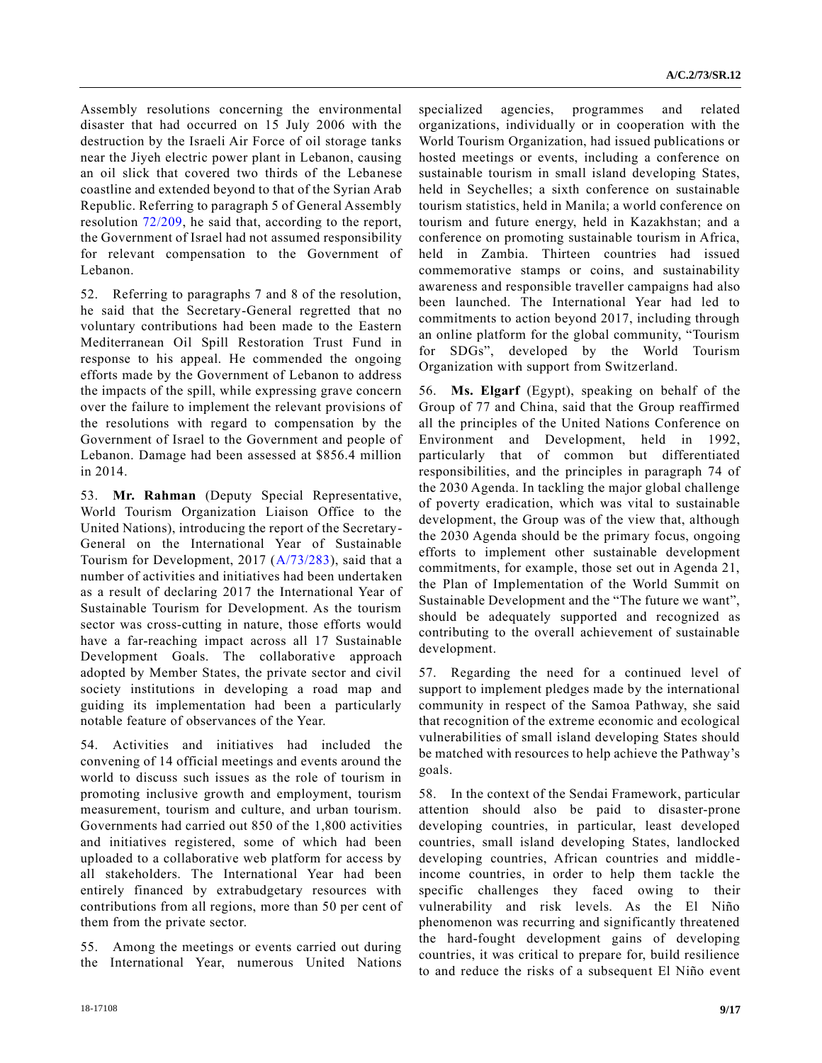Assembly resolutions concerning the environmental disaster that had occurred on 15 July 2006 with the destruction by the Israeli Air Force of oil storage tanks near the Jiyeh electric power plant in Lebanon, causing an oil slick that covered two thirds of the Lebanese coastline and extended beyond to that of the Syrian Arab Republic. Referring to paragraph 5 of General Assembly resolution 72/209, he said that, according to the report, the Government of Israel had not assumed responsibility for relevant compensation to the Government of Lebanon.

52. Referring to paragraphs 7 and 8 of the resolution, he said that the Secretary-General regretted that no voluntary contributions had been made to the Eastern Mediterranean Oil Spill Restoration Trust Fund in response to his appeal. He commended the ongoing efforts made by the Government of Lebanon to address the impacts of the spill, while expressing grave concern over the failure to implement the relevant provisions of the resolutions with regard to compensation by the Government of Israel to the Government and people of Lebanon. Damage had been assessed at $856.4 million in 2014.

53. **Mr. Rahman** (Deputy Special Representative, World Tourism Organization Liaison Office to the United Nations), introducing the report of the Secretary-General on the International Year of Sustainable Tourism for Development, 2017 (A/73/283), said that a number of activities and initiatives had been undertaken as a result of declaring 2017 the International Year of Sustainable Tourism for Development. As the tourism sector was cross-cutting in nature, those efforts would have a far-reaching impact across all 17 Sustainable Development Goals. The collaborative approach adopted by Member States, the private sector and civil society institutions in developing a road map and guiding its implementation had been a particularly notable feature of observances of the Year.

54. Activities and initiatives had included the convening of 14 official meetings and events around the world to discuss such issues as the role of tourism in promoting inclusive growth and employment, tourism measurement, tourism and culture, and urban tourism. Governments had carried out 850 of the 1,800 activities and initiatives registered, some of which had been uploaded to a collaborative web platform for access by all stakeholders. The International Year had been entirely financed by extrabudgetary resources with contributions from all regions, more than 50 per cent of them from the private sector.

55. Among the meetings or events carried out during the International Year, numerous United Nations specialized agencies, programmes and related organizations, individually or in cooperation with the World Tourism Organization, had issued publications or hosted meetings or events, including a conference on sustainable tourism in small island developing States, held in Seychelles; a sixth conference on sustainable tourism statistics, held in Manila; a world conference on tourism and future energy, held in Kazakhstan; and a conference on promoting sustainable tourism in Africa, held in Zambia. Thirteen countries had issued commemorative stamps or coins, and sustainability awareness and responsible traveller campaigns had also been launched. The International Year had led to commitments to action beyond 2017, including through an online platform for the global community, "Tourism for SDGs", developed by the World Tourism Organization with support from Switzerland.

56. **Ms. Elgarf** (Egypt), speaking on behalf of the Group of 77 and China, said that the Group reaffirmed all the principles of the United Nations Conference on Environment and Development, held in 1992, particularly that of common but differentiated responsibilities, and the principles in paragraph 74 of the 2030 Agenda. In tackling the major global challenge of poverty eradication, which was vital to sustainable development, the Group was of the view that, although the 2030 Agenda should be the primary focus, ongoing efforts to implement other sustainable development commitments, for example, those set out in Agenda 21, the Plan of Implementation of the World Summit on Sustainable Development and the "The future we want", should be adequately supported and recognized as contributing to the overall achievement of sustainable development.

57. Regarding the need for a continued level of support to implement pledges made by the international community in respect of the Samoa Pathway, she said that recognition of the extreme economic and ecological vulnerabilities of small island developing States should be matched with resources to help achieve the Pathway's goals.

58. In the context of the Sendai Framework, particular attention should also be paid to disaster-prone developing countries, in particular, least developed countries, small island developing States, landlocked developing countries, African countries and middle-income countries, in order to help them tackle the specific challenges they faced owing to their vulnerability and risk levels. As the El Niño phenomenon was recurring and significantly threatened the hard-fought development gains of developing countries, it was critical to prepare for, build resilience to and reduce the risks of a subsequent El Niño event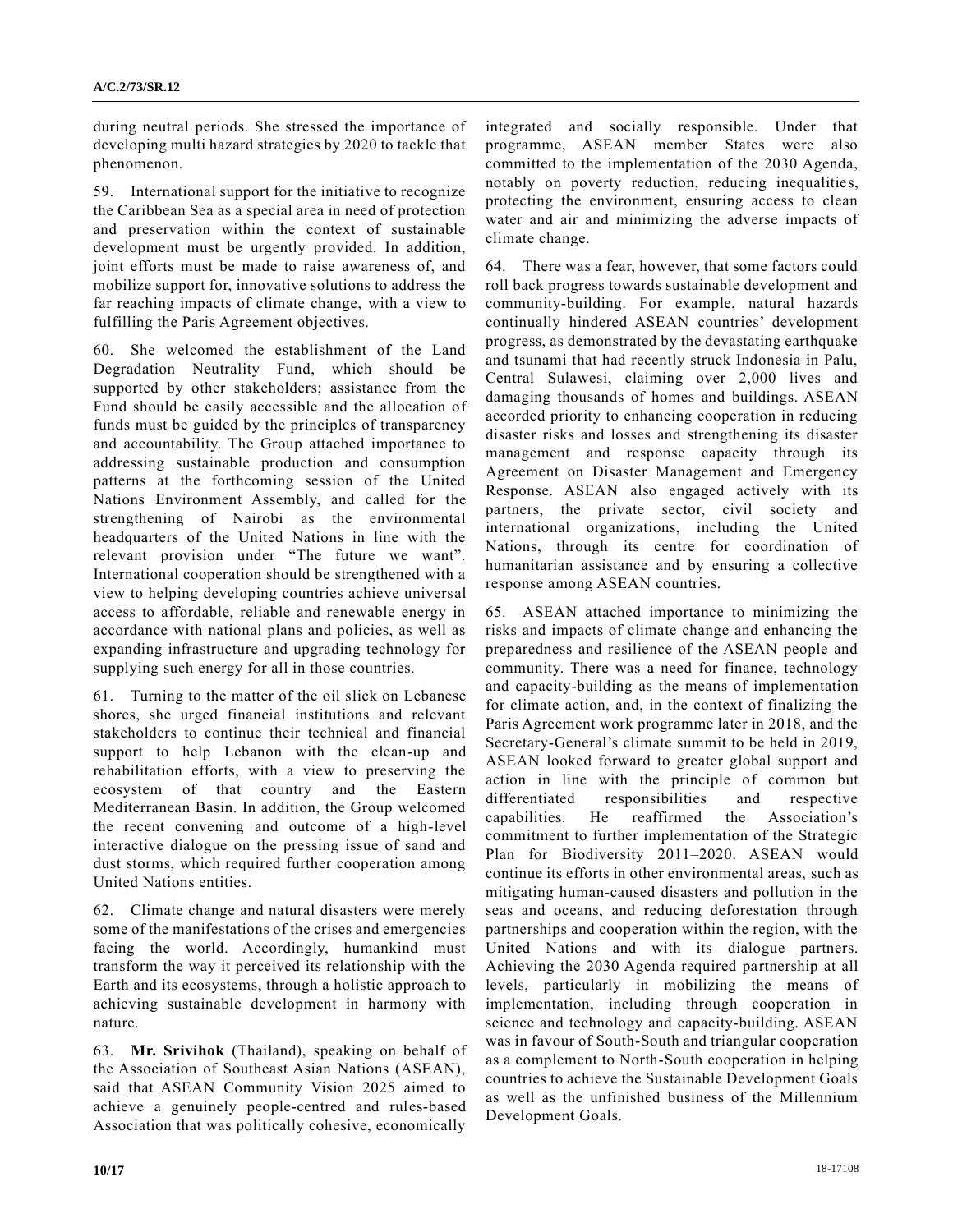during neutral periods. She stressed the importance of developing multi hazard strategies by 2020 to tackle that phenomenon.

59. International support for the initiative to recognize the Caribbean Sea as a special area in need of protection and preservation within the context of sustainable development must be urgently provided. In addition, joint efforts must be made to raise awareness of, and mobilize support for, innovative solutions to address the far reaching impacts of climate change, with a view to fulfilling the Paris Agreement objectives.

60. She welcomed the establishment of the Land Degradation Neutrality Fund, which should be supported by other stakeholders; assistance from the Fund should be easily accessible and the allocation of funds must be guided by the principles of transparency and accountability. The Group attached importance to addressing sustainable production and consumption patterns at the forthcoming session of the United Nations Environment Assembly, and called for the strengthening of Nairobi as the environmental headquarters of the United Nations in line with the relevant provision under "The future we want". International cooperation should be strengthened with a view to helping developing countries achieve universal access to affordable, reliable and renewable energy in accordance with national plans and policies, as well as expanding infrastructure and upgrading technology for supplying such energy for all in those countries.

61. Turning to the matter of the oil slick on Lebanese shores, she urged financial institutions and relevant stakeholders to continue their technical and financial support to help Lebanon with the clean-up and rehabilitation efforts, with a view to preserving the ecosystem of that country and the Eastern Mediterranean Basin. In addition, the Group welcomed the recent convening and outcome of a high-level interactive dialogue on the pressing issue of sand and dust storms, which required further cooperation among United Nations entities.

62. Climate change and natural disasters were merely some of the manifestations of the crises and emergencies facing the world. Accordingly, humankind must transform the way it perceived its relationship with the Earth and its ecosystems, through a holistic approach to achieving sustainable development in harmony with nature.

63. **Mr. Srivihok** (Thailand), speaking on behalf of the Association of Southeast Asian Nations (ASEAN), said that ASEAN Community Vision 2025 aimed to achieve a genuinely people-centred and rules-based Association that was politically cohesive, economically integrated and socially responsible. Under that programme, ASEAN member States were also committed to the implementation of the 2030 Agenda, notably on poverty reduction, reducing inequalities, protecting the environment, ensuring access to clean water and air and minimizing the adverse impacts of climate change.

64. There was a fear, however, that some factors could roll back progress towards sustainable development and community-building. For example, natural hazards continually hindered ASEAN countries' development progress, as demonstrated by the devastating earthquake and tsunami that had recently struck Indonesia in Palu, Central Sulawesi, claiming over 2,000 lives and damaging thousands of homes and buildings. ASEAN accorded priority to enhancing cooperation in reducing disaster risks and losses and strengthening its disaster management and response capacity through its Agreement on Disaster Management and Emergency Response. ASEAN also engaged actively with its partners, the private sector, civil society and international organizations, including the United Nations, through its centre for coordination of humanitarian assistance and by ensuring a collective response among ASEAN countries.

65. ASEAN attached importance to minimizing the risks and impacts of climate change and enhancing the preparedness and resilience of the ASEAN people and community. There was a need for finance, technology and capacity-building as the means of implementation for climate action, and, in the context of finalizing the Paris Agreement work programme later in 2018, and the Secretary-General's climate summit to be held in 2019, ASEAN looked forward to greater global support and action in line with the principle of common but differentiated responsibilities and respective capabilities. He reaffirmed the Association's commitment to further implementation of the Strategic Plan for Biodiversity 2011–2020. ASEAN would continue its efforts in other environmental areas, such as mitigating human-caused disasters and pollution in the seas and oceans, and reducing deforestation through partnerships and cooperation within the region, with the United Nations and with its dialogue partners. Achieving the 2030 Agenda required partnership at all levels, particularly in mobilizing the means of implementation, including through cooperation in science and technology and capacity-building. ASEAN was in favour of South-South and triangular cooperation as a complement to North-South cooperation in helping countries to achieve the Sustainable Development Goals as well as the unfinished business of the Millennium Development Goals.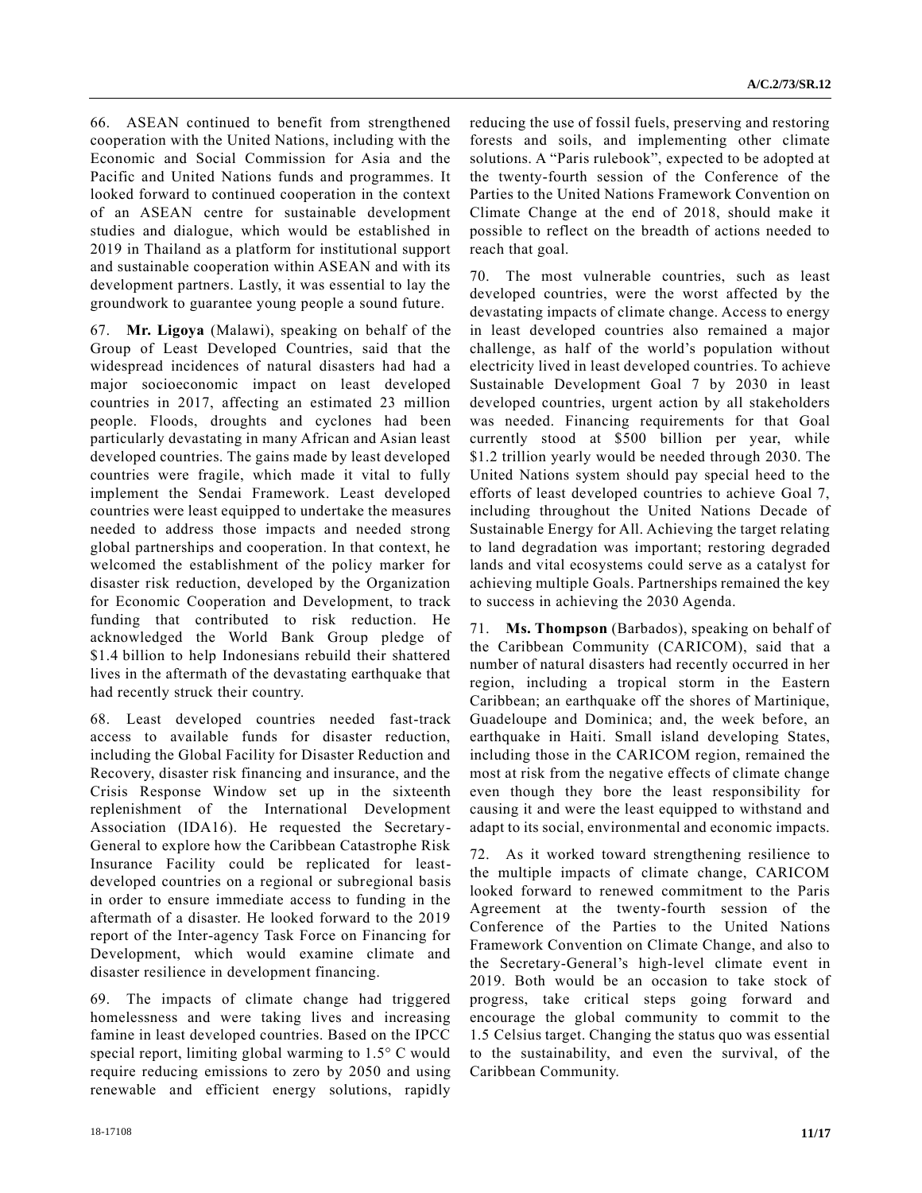66. ASEAN continued to benefit from strengthened cooperation with the United Nations, including with the Economic and Social Commission for Asia and the Pacific and United Nations funds and programmes. It looked forward to continued cooperation in the context of an ASEAN centre for sustainable development studies and dialogue, which would be established in 2019 in Thailand as a platform for institutional support and sustainable cooperation within ASEAN and with its development partners. Lastly, it was essential to lay the groundwork to guarantee young people a sound future.

67. **Mr. Ligoya** (Malawi), speaking on behalf of the Group of Least Developed Countries, said that the widespread incidences of natural disasters had had a major socioeconomic impact on least developed countries in 2017, affecting an estimated 23 million people. Floods, droughts and cyclones had been particularly devastating in many African and Asian least developed countries. The gains made by least developed countries were fragile, which made it vital to fully implement the Sendai Framework. Least developed countries were least equipped to undertake the measures needed to address those impacts and needed strong global partnerships and cooperation. In that context, he welcomed the establishment of the policy marker for disaster risk reduction, developed by the Organization for Economic Cooperation and Development, to track funding that contributed to risk reduction. He acknowledged the World Bank Group pledge of $1.4 billion to help Indonesians rebuild their shattered lives in the aftermath of the devastating earthquake that had recently struck their country.

68. Least developed countries needed fast-track access to available funds for disaster reduction, including the Global Facility for Disaster Reduction and Recovery, disaster risk financing and insurance, and the Crisis Response Window set up in the sixteenth replenishment of the International Development Association (IDA16). He requested the Secretary-General to explore how the Caribbean Catastrophe Risk Insurance Facility could be replicated for least-developed countries on a regional or subregional basis in order to ensure immediate access to funding in the aftermath of a disaster. He looked forward to the 2019 report of the Inter-agency Task Force on Financing for Development, which would examine climate and disaster resilience in development financing.

69. The impacts of climate change had triggered homelessness and were taking lives and increasing famine in least developed countries. Based on the IPCC special report, limiting global warming to 1.5° C would require reducing emissions to zero by 2050 and using renewable and efficient energy solutions, rapidly reducing the use of fossil fuels, preserving and restoring forests and soils, and implementing other climate solutions. A "Paris rulebook", expected to be adopted at the twenty-fourth session of the Conference of the Parties to the United Nations Framework Convention on Climate Change at the end of 2018, should make it possible to reflect on the breadth of actions needed to reach that goal.

70. The most vulnerable countries, such as least developed countries, were the worst affected by the devastating impacts of climate change. Access to energy in least developed countries also remained a major challenge, as half of the world's population without electricity lived in least developed countries. To achieve Sustainable Development Goal 7 by 2030 in least developed countries, urgent action by all stakeholders was needed. Financing requirements for that Goal currently stood at $500 billion per year, while $1.2 trillion yearly would be needed through 2030. The United Nations system should pay special heed to the efforts of least developed countries to achieve Goal 7, including throughout the United Nations Decade of Sustainable Energy for All. Achieving the target relating to land degradation was important; restoring degraded lands and vital ecosystems could serve as a catalyst for achieving multiple Goals. Partnerships remained the key to success in achieving the 2030 Agenda.

71. **Ms. Thompson** (Barbados), speaking on behalf of the Caribbean Community (CARICOM), said that a number of natural disasters had recently occurred in her region, including a tropical storm in the Eastern Caribbean; an earthquake off the shores of Martinique, Guadeloupe and Dominica; and, the week before, an earthquake in Haiti. Small island developing States, including those in the CARICOM region, remained the most at risk from the negative effects of climate change even though they bore the least responsibility for causing it and were the least equipped to withstand and adapt to its social, environmental and economic impacts.

72. As it worked toward strengthening resilience to the multiple impacts of climate change, CARICOM looked forward to renewed commitment to the Paris Agreement at the twenty-fourth session of the Conference of the Parties to the United Nations Framework Convention on Climate Change, and also to the Secretary-General's high-level climate event in 2019. Both would be an occasion to take stock of progress, take critical steps going forward and encourage the global community to commit to the 1.5 Celsius target. Changing the status quo was essential to the sustainability, and even the survival, of the Caribbean Community.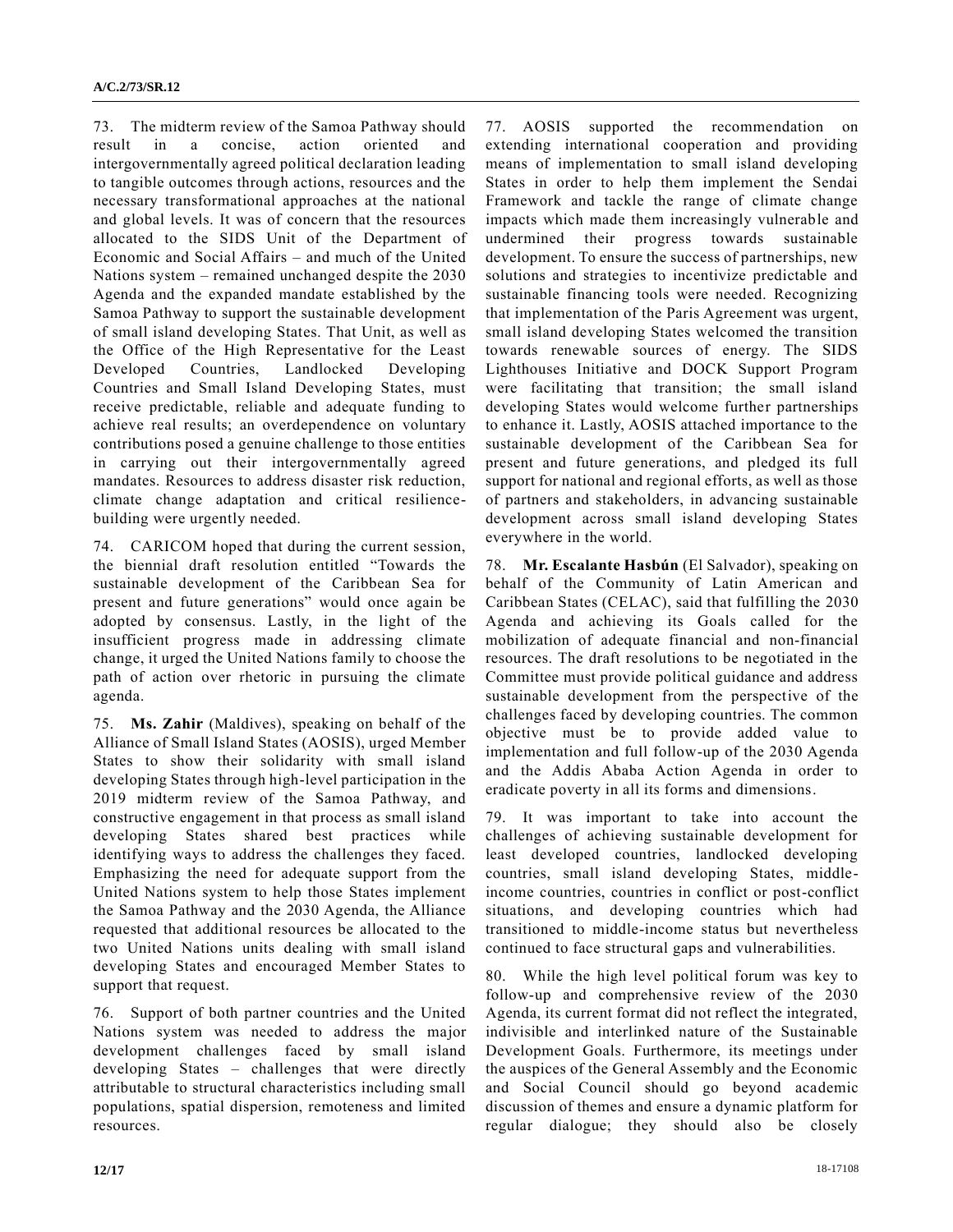73. The midterm review of the Samoa Pathway should result in a concise, action oriented and intergovernmentally agreed political declaration leading to tangible outcomes through actions, resources and the necessary transformational approaches at the national and global levels. It was of concern that the resources allocated to the SIDS Unit of the Department of Economic and Social Affairs – and much of the United Nations system – remained unchanged despite the 2030 Agenda and the expanded mandate established by the Samoa Pathway to support the sustainable development of small island developing States. That Unit, as well as the Office of the High Representative for the Least Developed Countries, Landlocked Developing Countries and Small Island Developing States, must receive predictable, reliable and adequate funding to achieve real results; an overdependence on voluntary contributions posed a genuine challenge to those entities in carrying out their intergovernmentally agreed mandates. Resources to address disaster risk reduction, climate change adaptation and critical resilience-building were urgently needed.

74. CARICOM hoped that during the current session, the biennial draft resolution entitled "Towards the sustainable development of the Caribbean Sea for present and future generations" would once again be adopted by consensus. Lastly, in the light of the insufficient progress made in addressing climate change, it urged the United Nations family to choose the path of action over rhetoric in pursuing the climate agenda.

75. **Ms. Zahir** (Maldives), speaking on behalf of the Alliance of Small Island States (AOSIS), urged Member States to show their solidarity with small island developing States through high-level participation in the 2019 midterm review of the Samoa Pathway, and constructive engagement in that process as small island developing States shared best practices while identifying ways to address the challenges they faced. Emphasizing the need for adequate support from the United Nations system to help those States implement the Samoa Pathway and the 2030 Agenda, the Alliance requested that additional resources be allocated to the two United Nations units dealing with small island developing States and encouraged Member States to support that request.

76. Support of both partner countries and the United Nations system was needed to address the major development challenges faced by small island developing States – challenges that were directly attributable to structural characteristics including small populations, spatial dispersion, remoteness and limited resources.

77. AOSIS supported the recommendation on extending international cooperation and providing means of implementation to small island developing States in order to help them implement the Sendai Framework and tackle the range of climate change impacts which made them increasingly vulnerable and undermined their progress towards sustainable development. To ensure the success of partnerships, new solutions and strategies to incentivize predictable and sustainable financing tools were needed. Recognizing that implementation of the Paris Agreement was urgent, small island developing States welcomed the transition towards renewable sources of energy. The SIDS Lighthouses Initiative and DOCK Support Program were facilitating that transition; the small island developing States would welcome further partnerships to enhance it. Lastly, AOSIS attached importance to the sustainable development of the Caribbean Sea for present and future generations, and pledged its full support for national and regional efforts, as well as those of partners and stakeholders, in advancing sustainable development across small island developing States everywhere in the world.

78. **Mr. Escalante Hasbún** (El Salvador), speaking on behalf of the Community of Latin American and Caribbean States (CELAC), said that fulfilling the 2030 Agenda and achieving its Goals called for the mobilization of adequate financial and non-financial resources. The draft resolutions to be negotiated in the Committee must provide political guidance and address sustainable development from the perspective of the challenges faced by developing countries. The common objective must be to provide added value to implementation and full follow-up of the 2030 Agenda and the Addis Ababa Action Agenda in order to eradicate poverty in all its forms and dimensions.

79. It was important to take into account the challenges of achieving sustainable development for least developed countries, landlocked developing countries, small island developing States, middle-income countries, countries in conflict or post-conflict situations, and developing countries which had transitioned to middle-income status but nevertheless continued to face structural gaps and vulnerabilities.

80. While the high level political forum was key to follow-up and comprehensive review of the 2030 Agenda, its current format did not reflect the integrated, indivisible and interlinked nature of the Sustainable Development Goals. Furthermore, its meetings under the auspices of the General Assembly and the Economic and Social Council should go beyond academic discussion of themes and ensure a dynamic platform for regular dialogue; they should also be closely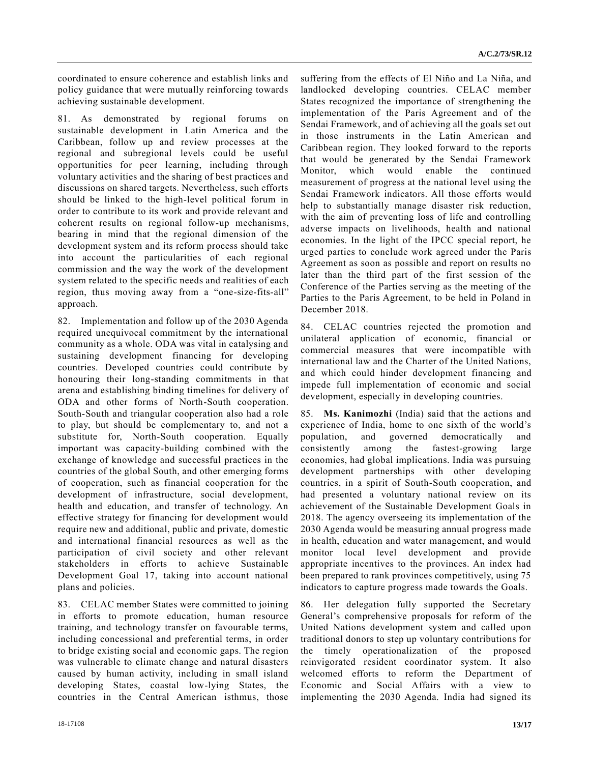coordinated to ensure coherence and establish links and policy guidance that were mutually reinforcing towards achieving sustainable development.

81. As demonstrated by regional forums on sustainable development in Latin America and the Caribbean, follow up and review processes at the regional and subregional levels could be useful opportunities for peer learning, including through voluntary activities and the sharing of best practices and discussions on shared targets. Nevertheless, such efforts should be linked to the high-level political forum in order to contribute to its work and provide relevant and coherent results on regional follow-up mechanisms, bearing in mind that the regional dimension of the development system and its reform process should take into account the particularities of each regional commission and the way the work of the development system related to the specific needs and realities of each region, thus moving away from a "one-size-fits-all" approach.

82. Implementation and follow up of the 2030 Agenda required unequivocal commitment by the international community as a whole. ODA was vital in catalysing and sustaining development financing for developing countries. Developed countries could contribute by honouring their long-standing commitments in that arena and establishing binding timelines for delivery of ODA and other forms of North-South cooperation. South-South and triangular cooperation also had a role to play, but should be complementary to, and not a substitute for, North-South cooperation. Equally important was capacity-building combined with the exchange of knowledge and successful practices in the countries of the global South, and other emerging forms of cooperation, such as financial cooperation for the development of infrastructure, social development, health and education, and transfer of technology. An effective strategy for financing for development would require new and additional, public and private, domestic and international financial resources as well as the participation of civil society and other relevant stakeholders in efforts to achieve Sustainable Development Goal 17, taking into account national plans and policies.

83. CELAC member States were committed to joining in efforts to promote education, human resource training, and technology transfer on favourable terms, including concessional and preferential terms, in order to bridge existing social and economic gaps. The region was vulnerable to climate change and natural disasters caused by human activity, including in small island developing States, coastal low-lying States, the countries in the Central American isthmus, those suffering from the effects of El Niño and La Niña, and landlocked developing countries. CELAC member States recognized the importance of strengthening the implementation of the Paris Agreement and of the Sendai Framework, and of achieving all the goals set out in those instruments in the Latin American and Caribbean region. They looked forward to the reports that would be generated by the Sendai Framework Monitor, which would enable the continued measurement of progress at the national level using the Sendai Framework indicators. All those efforts would help to substantially manage disaster risk reduction, with the aim of preventing loss of life and controlling adverse impacts on livelihoods, health and national economies. In the light of the IPCC special report, he urged parties to conclude work agreed under the Paris Agreement as soon as possible and report on results no later than the third part of the first session of the Conference of the Parties serving as the meeting of the Parties to the Paris Agreement, to be held in Poland in December 2018.

84. CELAC countries rejected the promotion and unilateral application of economic, financial or commercial measures that were incompatible with international law and the Charter of the United Nations, and which could hinder development financing and impede full implementation of economic and social development, especially in developing countries.

85. **Ms. Kanimozhi** (India) said that the actions and experience of India, home to one sixth of the world's population, and governed democratically and consistently among the fastest-growing large economies, had global implications. India was pursuing development partnerships with other developing countries, in a spirit of South-South cooperation, and had presented a voluntary national review on its achievement of the Sustainable Development Goals in 2018. The agency overseeing its implementation of the 2030 Agenda would be measuring annual progress made in health, education and water management, and would monitor local level development and provide appropriate incentives to the provinces. An index had been prepared to rank provinces competitively, using 75 indicators to capture progress made towards the Goals.

86. Her delegation fully supported the Secretary General's comprehensive proposals for reform of the United Nations development system and called upon traditional donors to step up voluntary contributions for the timely operationalization of the proposed reinvigorated resident coordinator system. It also welcomed efforts to reform the Department of Economic and Social Affairs with a view to implementing the 2030 Agenda. India had signed its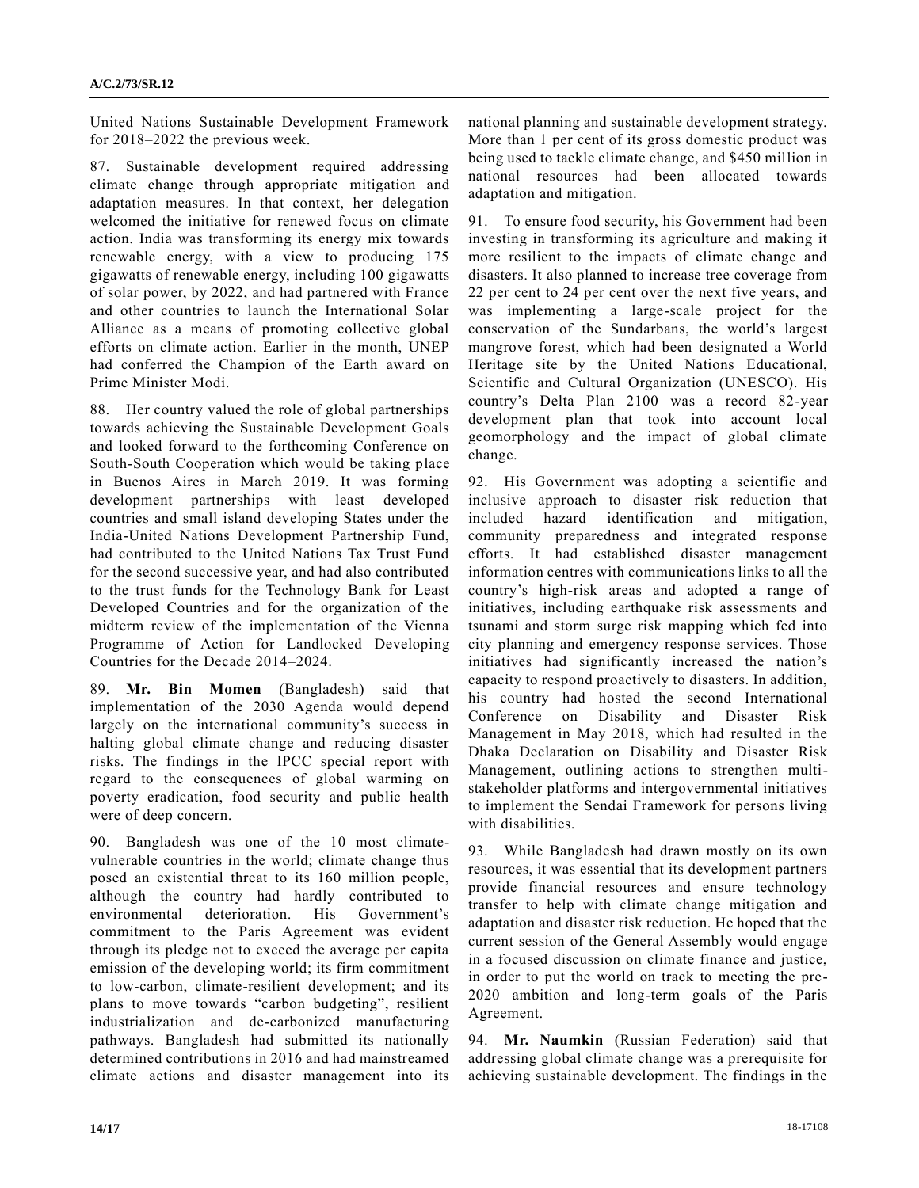United Nations Sustainable Development Framework for 2018–2022 the previous week.

87. Sustainable development required addressing climate change through appropriate mitigation and adaptation measures. In that context, her delegation welcomed the initiative for renewed focus on climate action. India was transforming its energy mix towards renewable energy, with a view to producing 175 gigawatts of renewable energy, including 100 gigawatts of solar power, by 2022, and had partnered with France and other countries to launch the International Solar Alliance as a means of promoting collective global efforts on climate action. Earlier in the month, UNEP had conferred the Champion of the Earth award on Prime Minister Modi.

88. Her country valued the role of global partnerships towards achieving the Sustainable Development Goals and looked forward to the forthcoming Conference on South-South Cooperation which would be taking place in Buenos Aires in March 2019. It was forming development partnerships with least developed countries and small island developing States under the India-United Nations Development Partnership Fund, had contributed to the United Nations Tax Trust Fund for the second successive year, and had also contributed to the trust funds for the Technology Bank for Least Developed Countries and for the organization of the midterm review of the implementation of the Vienna Programme of Action for Landlocked Developing Countries for the Decade 2014–2024.

89. **Mr. Bin Momen** (Bangladesh) said that implementation of the 2030 Agenda would depend largely on the international community's success in halting global climate change and reducing disaster risks. The findings in the IPCC special report with regard to the consequences of global warming on poverty eradication, food security and public health were of deep concern.

90. Bangladesh was one of the 10 most climate-vulnerable countries in the world; climate change thus posed an existential threat to its 160 million people, although the country had hardly contributed to environmental deterioration. His Government's commitment to the Paris Agreement was evident through its pledge not to exceed the average per capita emission of the developing world; its firm commitment to low-carbon, climate-resilient development; and its plans to move towards "carbon budgeting", resilient industrialization and de-carbonized manufacturing pathways. Bangladesh had submitted its nationally determined contributions in 2016 and had mainstreamed climate actions and disaster management into its national planning and sustainable development strategy. More than 1 per cent of its gross domestic product was being used to tackle climate change, and \$450 million in national resources had been allocated towards adaptation and mitigation.

91. To ensure food security, his Government had been investing in transforming its agriculture and making it more resilient to the impacts of climate change and disasters. It also planned to increase tree coverage from 22 per cent to 24 per cent over the next five years, and was implementing a large-scale project for the conservation of the Sundarbans, the world's largest mangrove forest, which had been designated a World Heritage site by the United Nations Educational, Scientific and Cultural Organization (UNESCO). His country's Delta Plan 2100 was a record 82-year development plan that took into account local geomorphology and the impact of global climate change.

92. His Government was adopting a scientific and inclusive approach to disaster risk reduction that included hazard identification and mitigation, community preparedness and integrated response efforts. It had established disaster management information centres with communications links to all the country's high-risk areas and adopted a range of initiatives, including earthquake risk assessments and tsunami and storm surge risk mapping which fed into city planning and emergency response services. Those initiatives had significantly increased the nation's capacity to respond proactively to disasters. In addition, his country had hosted the second International Conference on Disability and Disaster Risk Management in May 2018, which had resulted in the Dhaka Declaration on Disability and Disaster Risk Management, outlining actions to strengthen multi-stakeholder platforms and intergovernmental initiatives to implement the Sendai Framework for persons living with disabilities.

93. While Bangladesh had drawn mostly on its own resources, it was essential that its development partners provide financial resources and ensure technology transfer to help with climate change mitigation and adaptation and disaster risk reduction. He hoped that the current session of the General Assembly would engage in a focused discussion on climate finance and justice, in order to put the world on track to meeting the pre-2020 ambition and long-term goals of the Paris Agreement.

94. **Mr. Naumkin** (Russian Federation) said that addressing global climate change was a prerequisite for achieving sustainable development. The findings in the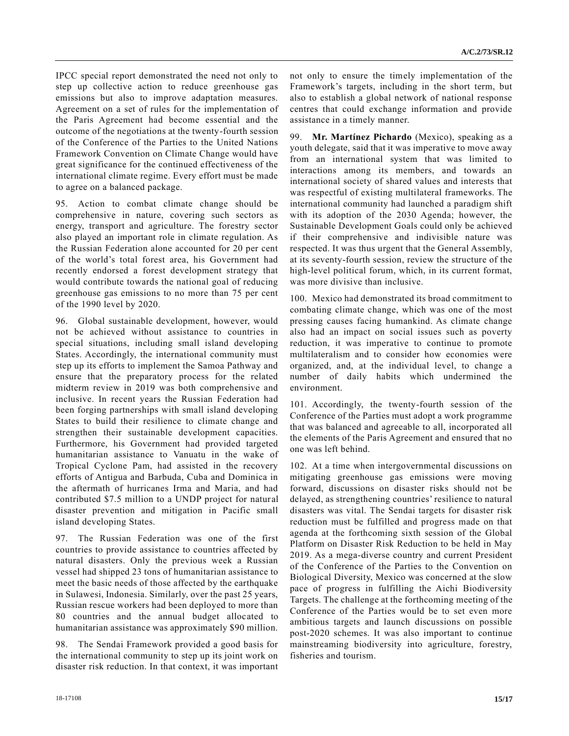IPCC special report demonstrated the need not only to step up collective action to reduce greenhouse gas emissions but also to improve adaptation measures. Agreement on a set of rules for the implementation of the Paris Agreement had become essential and the outcome of the negotiations at the twenty-fourth session of the Conference of the Parties to the United Nations Framework Convention on Climate Change would have great significance for the continued effectiveness of the international climate regime. Every effort must be made to agree on a balanced package.

95. Action to combat climate change should be comprehensive in nature, covering such sectors as energy, transport and agriculture. The forestry sector also played an important role in climate regulation. As the Russian Federation alone accounted for 20 per cent of the world's total forest area, his Government had recently endorsed a forest development strategy that would contribute towards the national goal of reducing greenhouse gas emissions to no more than 75 per cent of the 1990 level by 2020.

96. Global sustainable development, however, would not be achieved without assistance to countries in special situations, including small island developing States. Accordingly, the international community must step up its efforts to implement the Samoa Pathway and ensure that the preparatory process for the related midterm review in 2019 was both comprehensive and inclusive. In recent years the Russian Federation had been forging partnerships with small island developing States to build their resilience to climate change and strengthen their sustainable development capacities. Furthermore, his Government had provided targeted humanitarian assistance to Vanuatu in the wake of Tropical Cyclone Pam, had assisted in the recovery efforts of Antigua and Barbuda, Cuba and Dominica in the aftermath of hurricanes Irma and Maria, and had contributed $7.5 million to a UNDP project for natural disaster prevention and mitigation in Pacific small island developing States.

97. The Russian Federation was one of the first countries to provide assistance to countries affected by natural disasters. Only the previous week a Russian vessel had shipped 23 tons of humanitarian assistance to meet the basic needs of those affected by the earthquake in Sulawesi, Indonesia. Similarly, over the past 25 years, Russian rescue workers had been deployed to more than 80 countries and the annual budget allocated to humanitarian assistance was approximately $90 million.

98. The Sendai Framework provided a good basis for the international community to step up its joint work on disaster risk reduction. In that context, it was important not only to ensure the timely implementation of the Framework's targets, including in the short term, but also to establish a global network of national response centres that could exchange information and provide assistance in a timely manner.

99. **Mr. Martínez Pichardo** (Mexico), speaking as a youth delegate, said that it was imperative to move away from an international system that was limited to interactions among its members, and towards an international society of shared values and interests that was respectful of existing multilateral frameworks. The international community had launched a paradigm shift with its adoption of the 2030 Agenda; however, the Sustainable Development Goals could only be achieved if their comprehensive and indivisible nature was respected. It was thus urgent that the General Assembly, at its seventy-fourth session, review the structure of the high-level political forum, which, in its current format, was more divisive than inclusive.

100. Mexico had demonstrated its broad commitment to combating climate change, which was one of the most pressing causes facing humankind. As climate change also had an impact on social issues such as poverty reduction, it was imperative to continue to promote multilateralism and to consider how economies were organized, and, at the individual level, to change a number of daily habits which undermined the environment.

101. Accordingly, the twenty-fourth session of the Conference of the Parties must adopt a work programme that was balanced and agreeable to all, incorporated all the elements of the Paris Agreement and ensured that no one was left behind.

102. At a time when intergovernmental discussions on mitigating greenhouse gas emissions were moving forward, discussions on disaster risks should not be delayed, as strengthening countries' resilience to natural disasters was vital. The Sendai targets for disaster risk reduction must be fulfilled and progress made on that agenda at the forthcoming sixth session of the Global Platform on Disaster Risk Reduction to be held in May 2019. As a mega-diverse country and current President of the Conference of the Parties to the Convention on Biological Diversity, Mexico was concerned at the slow pace of progress in fulfilling the Aichi Biodiversity Targets. The challenge at the forthcoming meeting of the Conference of the Parties would be to set even more ambitious targets and launch discussions on possible post-2020 schemes. It was also important to continue mainstreaming biodiversity into agriculture, forestry, fisheries and tourism.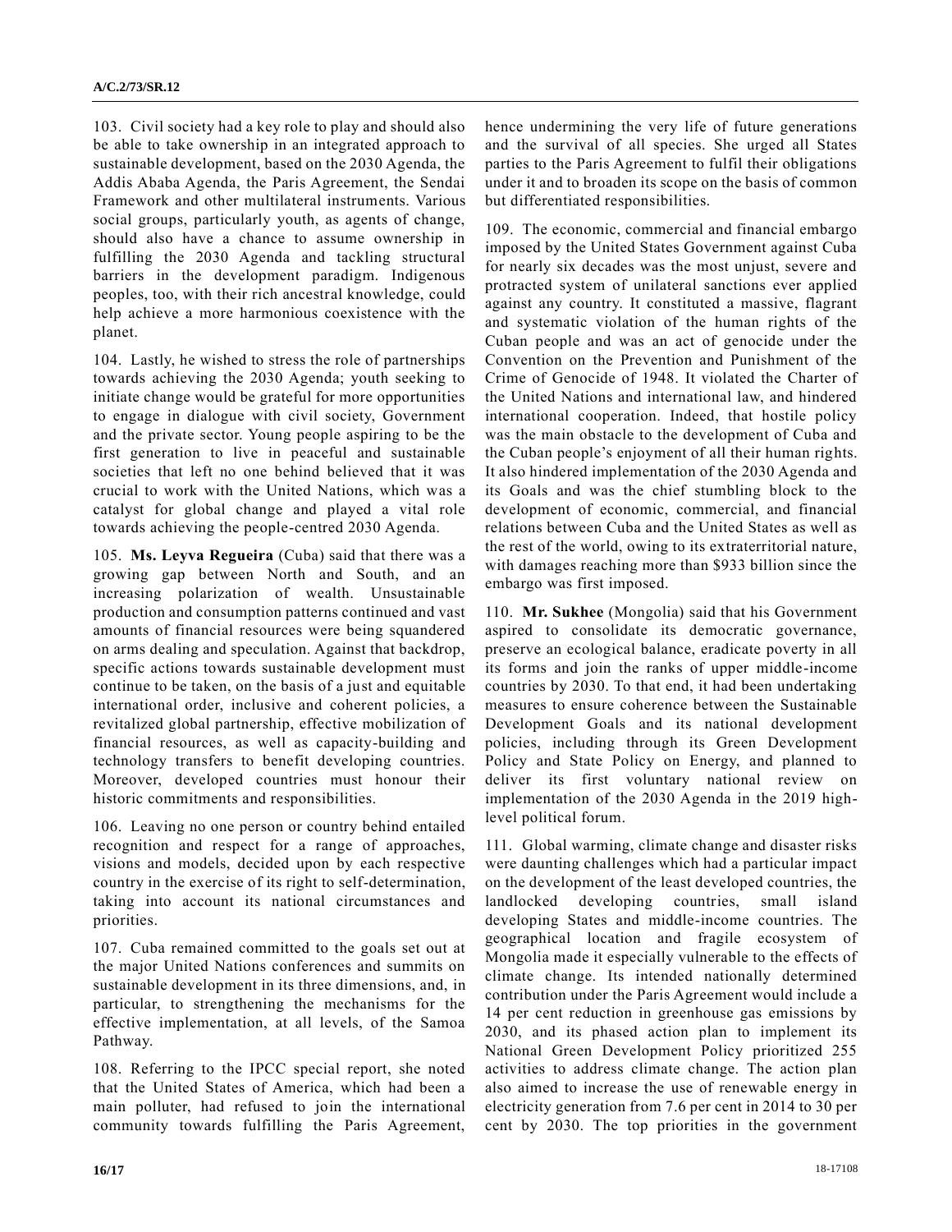103. Civil society had a key role to play and should also be able to take ownership in an integrated approach to sustainable development, based on the 2030 Agenda, the Addis Ababa Agenda, the Paris Agreement, the Sendai Framework and other multilateral instruments. Various social groups, particularly youth, as agents of change, should also have a chance to assume ownership in fulfilling the 2030 Agenda and tackling structural barriers in the development paradigm. Indigenous peoples, too, with their rich ancestral knowledge, could help achieve a more harmonious coexistence with the planet.

104. Lastly, he wished to stress the role of partnerships towards achieving the 2030 Agenda; youth seeking to initiate change would be grateful for more opportunities to engage in dialogue with civil society, Government and the private sector. Young people aspiring to be the first generation to live in peaceful and sustainable societies that left no one behind believed that it was crucial to work with the United Nations, which was a catalyst for global change and played a vital role towards achieving the people-centred 2030 Agenda.

105. **Ms. Leyva Regueira** (Cuba) said that there was a growing gap between North and South, and an increasing polarization of wealth. Unsustainable production and consumption patterns continued and vast amounts of financial resources were being squandered on arms dealing and speculation. Against that backdrop, specific actions towards sustainable development must continue to be taken, on the basis of a just and equitable international order, inclusive and coherent policies, a revitalized global partnership, effective mobilization of financial resources, as well as capacity-building and technology transfers to benefit developing countries. Moreover, developed countries must honour their historic commitments and responsibilities.

106. Leaving no one person or country behind entailed recognition and respect for a range of approaches, visions and models, decided upon by each respective country in the exercise of its right to self-determination, taking into account its national circumstances and priorities.

107. Cuba remained committed to the goals set out at the major United Nations conferences and summits on sustainable development in its three dimensions, and, in particular, to strengthening the mechanisms for the effective implementation, at all levels, of the Samoa Pathway.

108. Referring to the IPCC special report, she noted that the United States of America, which had been a main polluter, had refused to join the international community towards fulfilling the Paris Agreement, hence undermining the very life of future generations and the survival of all species. She urged all States parties to the Paris Agreement to fulfil their obligations under it and to broaden its scope on the basis of common but differentiated responsibilities.

109. The economic, commercial and financial embargo imposed by the United States Government against Cuba for nearly six decades was the most unjust, severe and protracted system of unilateral sanctions ever applied against any country. It constituted a massive, flagrant and systematic violation of the human rights of the Cuban people and was an act of genocide under the Convention on the Prevention and Punishment of the Crime of Genocide of 1948. It violated the Charter of the United Nations and international law, and hindered international cooperation. Indeed, that hostile policy was the main obstacle to the development of Cuba and the Cuban people's enjoyment of all their human rights. It also hindered implementation of the 2030 Agenda and its Goals and was the chief stumbling block to the development of economic, commercial, and financial relations between Cuba and the United States as well as the rest of the world, owing to its extraterritorial nature, with damages reaching more than $933 billion since the embargo was first imposed.

110. **Mr. Sukhee** (Mongolia) said that his Government aspired to consolidate its democratic governance, preserve an ecological balance, eradicate poverty in all its forms and join the ranks of upper middle-income countries by 2030. To that end, it had been undertaking measures to ensure coherence between the Sustainable Development Goals and its national development policies, including through its Green Development Policy and State Policy on Energy, and planned to deliver its first voluntary national review on implementation of the 2030 Agenda in the 2019 high-level political forum.

111. Global warming, climate change and disaster risks were daunting challenges which had a particular impact on the development of the least developed countries, the landlocked developing countries, small island developing States and middle-income countries. The geographical location and fragile ecosystem of Mongolia made it especially vulnerable to the effects of climate change. Its intended nationally determined contribution under the Paris Agreement would include a 14 per cent reduction in greenhouse gas emissions by 2030, and its phased action plan to implement its National Green Development Policy prioritized 255 activities to address climate change. The action plan also aimed to increase the use of renewable energy in electricity generation from 7.6 per cent in 2014 to 30 per cent by 2030. The top priorities in the government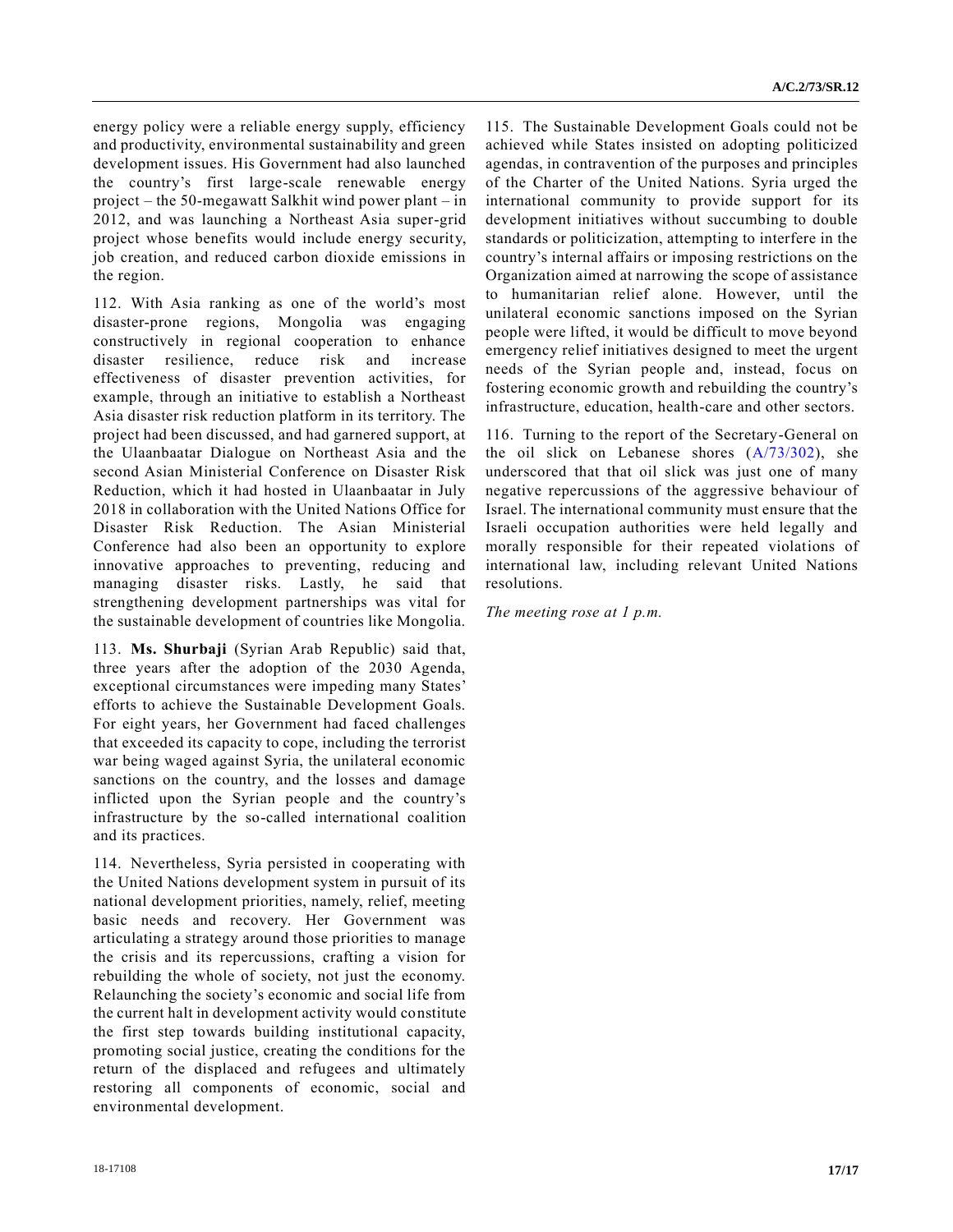energy policy were a reliable energy supply, efficiency and productivity, environmental sustainability and green development issues. His Government had also launched the country's first large-scale renewable energy project – the 50-megawatt Salkhit wind power plant – in 2012, and was launching a Northeast Asia super-grid project whose benefits would include energy security, job creation, and reduced carbon dioxide emissions in the region.

112. With Asia ranking as one of the world's most disaster-prone regions, Mongolia was engaging constructively in regional cooperation to enhance disaster resilience, reduce risk and increase effectiveness of disaster prevention activities, for example, through an initiative to establish a Northeast Asia disaster risk reduction platform in its territory. The project had been discussed, and had garnered support, at the Ulaanbaatar Dialogue on Northeast Asia and the second Asian Ministerial Conference on Disaster Risk Reduction, which it had hosted in Ulaanbaatar in July 2018 in collaboration with the United Nations Office for Disaster Risk Reduction. The Asian Ministerial Conference had also been an opportunity to explore innovative approaches to preventing, reducing and managing disaster risks. Lastly, he said that strengthening development partnerships was vital for the sustainable development of countries like Mongolia.

113. **Ms. Shurbaji** (Syrian Arab Republic) said that, three years after the adoption of the 2030 Agenda, exceptional circumstances were impeding many States' efforts to achieve the Sustainable Development Goals. For eight years, her Government had faced challenges that exceeded its capacity to cope, including the terrorist war being waged against Syria, the unilateral economic sanctions on the country, and the losses and damage inflicted upon the Syrian people and the country's infrastructure by the so-called international coalition and its practices.

114. Nevertheless, Syria persisted in cooperating with the United Nations development system in pursuit of its national development priorities, namely, relief, meeting basic needs and recovery. Her Government was articulating a strategy around those priorities to manage the crisis and its repercussions, crafting a vision for rebuilding the whole of society, not just the economy. Relaunching the society's economic and social life from the current halt in development activity would constitute the first step towards building institutional capacity, promoting social justice, creating the conditions for the return of the displaced and refugees and ultimately restoring all components of economic, social and environmental development.

115. The Sustainable Development Goals could not be achieved while States insisted on adopting politicized agendas, in contravention of the purposes and principles of the Charter of the United Nations. Syria urged the international community to provide support for its development initiatives without succumbing to double standards or politicization, attempting to interfere in the country's internal affairs or imposing restrictions on the Organization aimed at narrowing the scope of assistance to humanitarian relief alone. However, until the unilateral economic sanctions imposed on the Syrian people were lifted, it would be difficult to move beyond emergency relief initiatives designed to meet the urgent needs of the Syrian people and, instead, focus on fostering economic growth and rebuilding the country's infrastructure, education, health-care and other sectors.

116. Turning to the report of the Secretary-General on the oil slick on Lebanese shores (A/73/302), she underscored that that oil slick was just one of many negative repercussions of the aggressive behaviour of Israel. The international community must ensure that the Israeli occupation authorities were held legally and morally responsible for their repeated violations of international law, including relevant United Nations resolutions.

*The meeting rose at 1 p.m.*